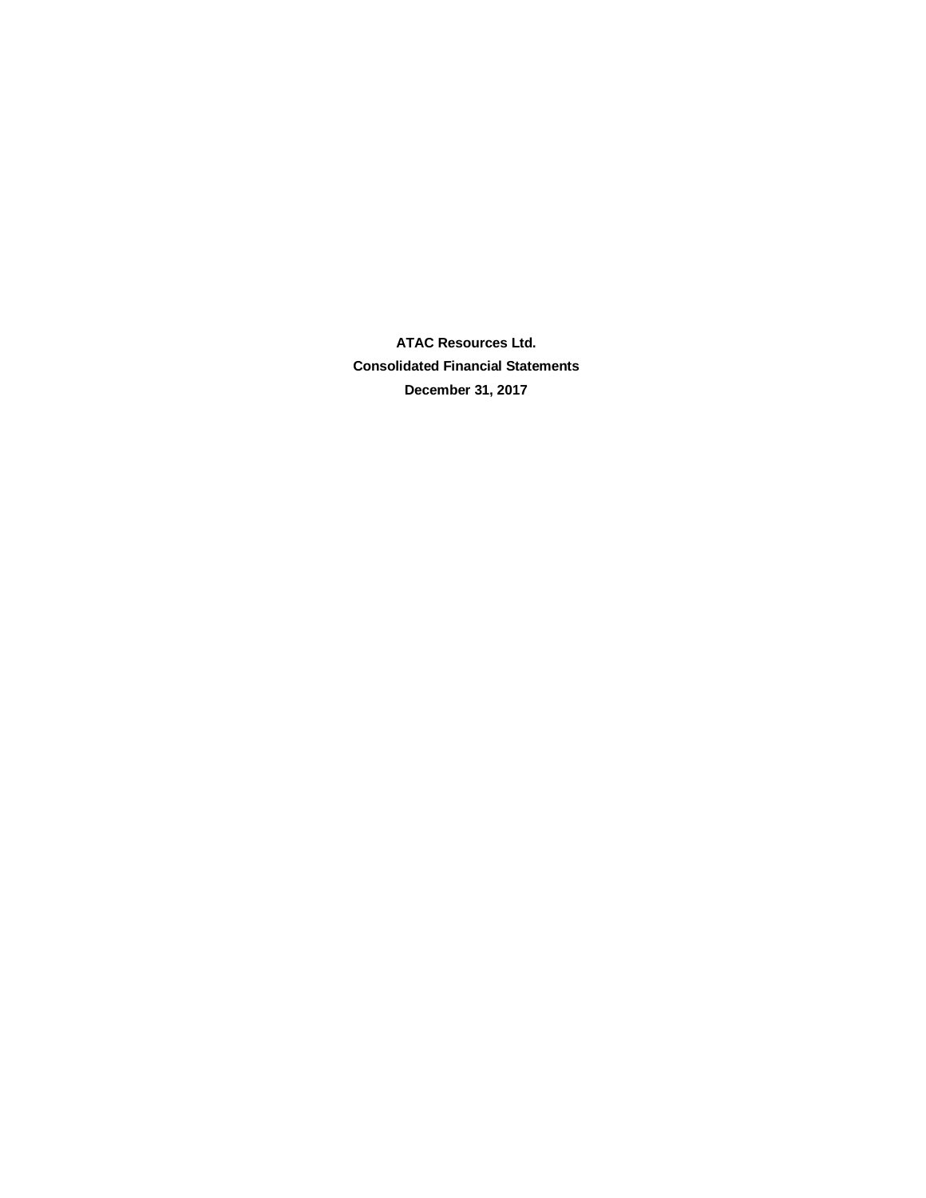**ATAC Resources Ltd.**

**Consolidated Financial Statements**

**December 31, 2017**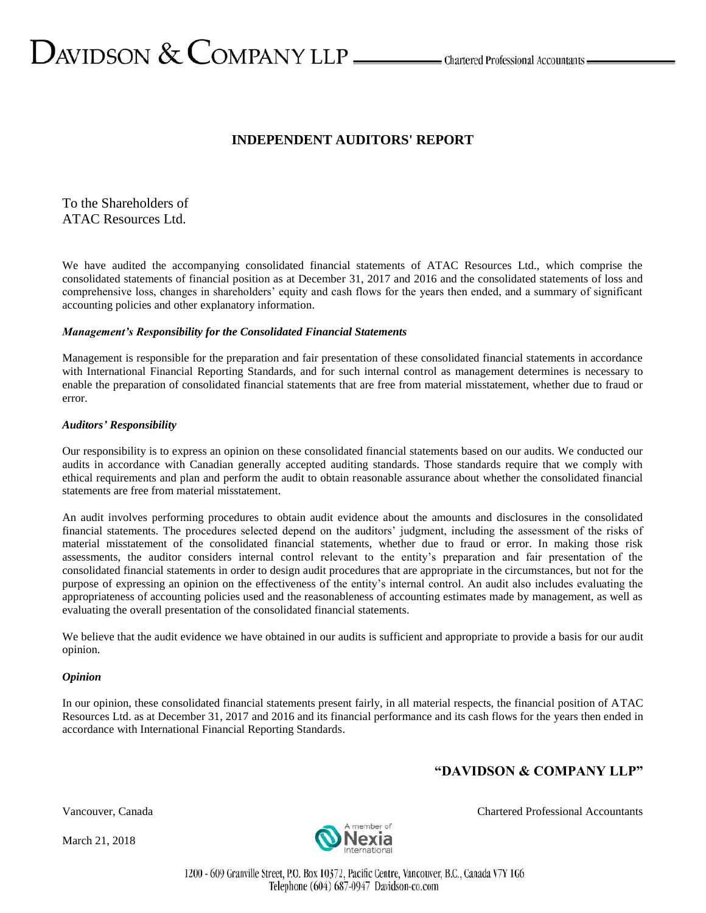DAVIDSON & COMPANY LLP — Chartered Professional Accountants

# INDEPENDENT AUDITORS' REPORT

To the Shareholders of
ATAC Resources Ltd.

We have audited the accompanying consolidated financial statements of ATAC Resources Ltd., which comprise the consolidated statements of financial position as at December 31, 2017 and 2016 and the consolidated statements of loss and comprehensive loss, changes in shareholders' equity and cash flows for the years then ended, and a summary of significant accounting policies and other explanatory information.

### *Management's Responsibility for the Consolidated Financial Statements*

Management is responsible for the preparation and fair presentation of these consolidated financial statements in accordance with International Financial Reporting Standards, and for such internal control as management determines is necessary to enable the preparation of consolidated financial statements that are free from material misstatement, whether due to fraud or error.

### *Auditors' Responsibility*

Our responsibility is to express an opinion on these consolidated financial statements based on our audits. We conducted our audits in accordance with Canadian generally accepted auditing standards. Those standards require that we comply with ethical requirements and plan and perform the audit to obtain reasonable assurance about whether the consolidated financial statements are free from material misstatement.

An audit involves performing procedures to obtain audit evidence about the amounts and disclosures in the consolidated financial statements. The procedures selected depend on the auditors' judgment, including the assessment of the risks of material misstatement of the consolidated financial statements, whether due to fraud or error. In making those risk assessments, the auditor considers internal control relevant to the entity's preparation and fair presentation of the consolidated financial statements in order to design audit procedures that are appropriate in the circumstances, but not for the purpose of expressing an opinion on the effectiveness of the entity's internal control. An audit also includes evaluating the appropriateness of accounting policies used and the reasonableness of accounting estimates made by management, as well as evaluating the overall presentation of the consolidated financial statements.

We believe that the audit evidence we have obtained in our audits is sufficient and appropriate to provide a basis for our audit opinion.

### *Opinion*

In our opinion, these consolidated financial statements present fairly, in all material respects, the financial position of ATAC Resources Ltd. as at December 31, 2017 and 2016 and its financial performance and its cash flows for the years then ended in accordance with International Financial Reporting Standards.

**"DAVIDSON & COMPANY LLP"**

Vancouver, Canada

Chartered Professional Accountants

March 21, 2018

A member of Nexia International

1200 - 609 Granville Street, P.O. Box 10372, Pacific Centre, Vancouver, B.C., Canada V7Y 1G6
Telephone (604) 687-0947 Davidson-co.com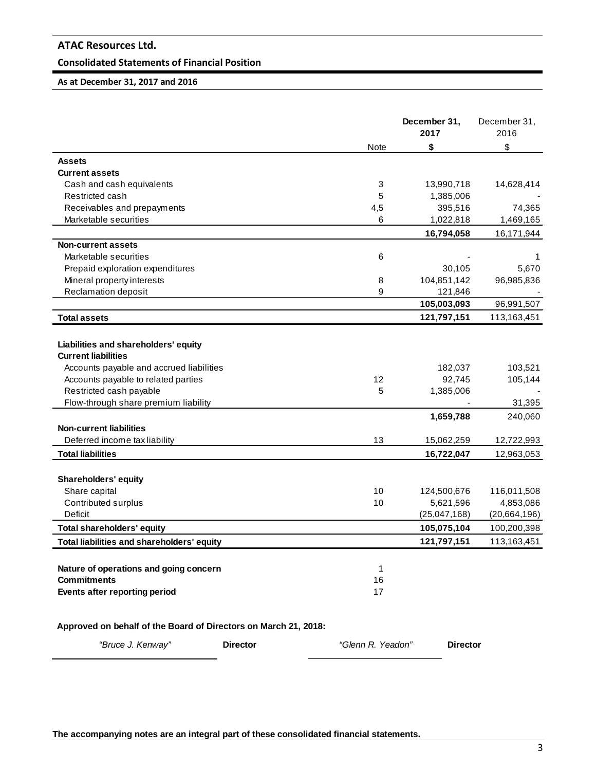**ATAC Resources Ltd.**

**Consolidated Statements of Financial Position**

**As at December 31, 2017 and 2016**

| | Note | December 31, 2017 | December 31, 2016 |
|---|---|---|---|
| | | **$** | $ |
| **Assets** | | | |
| **Current assets** | | | |
| Cash and cash equivalents | 3 | 13,990,718 | 14,628,414 |
| Restricted cash | 5 | 1,385,006 | - |
| Receivables and prepayments | 4,5 | 395,516 | 74,365 |
| Marketable securities | 6 | 1,022,818 | 1,469,165 |
| | | **16,794,058** | 16,171,944 |
| **Non-current assets** | | | |
| Marketable securities | 6 | - | 1 |
| Prepaid exploration expenditures | | 30,105 | 5,670 |
| Mineral property interests | 8 | 104,851,142 | 96,985,836 |
| Reclamation deposit | 9 | 121,846 | - |
| | | **105,003,093** | 96,991,507 |
| **Total assets** | | **121,797,151** | 113,163,451 |
| | | | |
| **Liabilities and shareholders' equity** | | | |
| **Current liabilities** | | | |
| Accounts payable and accrued liabilities | | 182,037 | 103,521 |
| Accounts payable to related parties | 12 | 92,745 | 105,144 |
| Restricted cash payable | 5 | 1,385,006 | - |
| Flow-through share premium liability | | - | 31,395 |
| | | **1,659,788** | 240,060 |
| **Non-current liabilities** | | | |
| Deferred income tax liability | 13 | 15,062,259 | 12,722,993 |
| **Total liabilities** | | **16,722,047** | 12,963,053 |
| | | | |
| **Shareholders' equity** | | | |
| Share capital | 10 | 124,500,676 | 116,011,508 |
| Contributed surplus | 10 | 5,621,596 | 4,853,086 |
| Deficit | | (25,047,168) | (20,664,196) |
| **Total shareholders' equity** | | **105,075,104** | 100,200,398 |
| **Total liabilities and shareholders' equity** | | **121,797,151** | 113,163,451 |
| | | | |
| **Nature of operations and going concern** | 1 | | |
| **Commitments** | 16 | | |
| **Events after reporting period** | 17 | | |

**Approved on behalf of the Board of Directors on March 21, 2018:**

*"Bruce J. Kenway"* **Director** *"Glenn R. Yeadon"* **Director**

**The accompanying notes are an integral part of these consolidated financial statements.**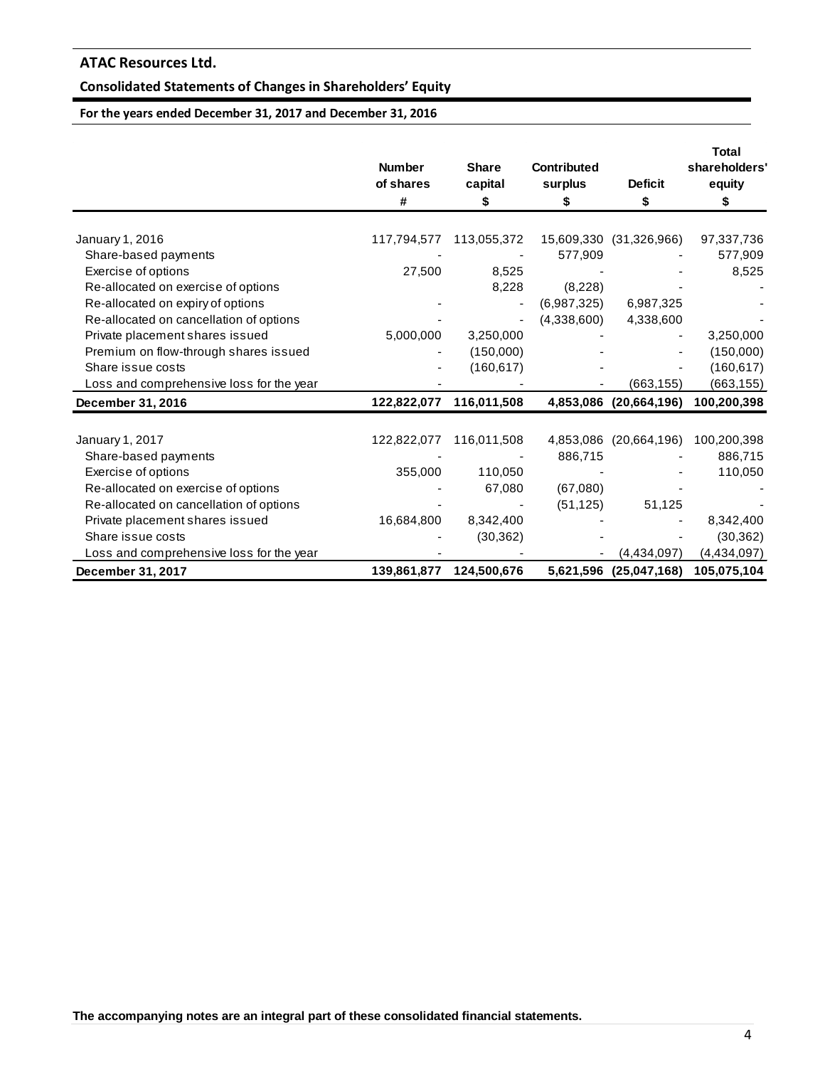# ATAC Resources Ltd.

## Consolidated Statements of Changes in Shareholders' Equity

**For the years ended December 31, 2017 and December 31, 2016**

| | Number of shares | Share capital | Contributed surplus | Deficit | Total shareholders' equity |
|---|---|---|---|---|---|
| | # | $ | $ | $ | $ |
| January 1, 2016 | 117,794,577 | 113,055,372 | 15,609,330 | (31,326,966) | 97,337,736 |
| Share-based payments | - | - | 577,909 | - | 577,909 |
| Exercise of options | 27,500 | 8,525 | - | - | 8,525 |
| Re-allocated on exercise of options | | 8,228 | (8,228) | - | - |
| Re-allocated on expiry of options | - | - | (6,987,325) | 6,987,325 | - |
| Re-allocated on cancellation of options | - | - | (4,338,600) | 4,338,600 | - |
| Private placement shares issued | 5,000,000 | 3,250,000 | - | - | 3,250,000 |
| Premium on flow-through shares issued | - | (150,000) | - | - | (150,000) |
| Share issue costs | - | (160,617) | - | - | (160,617) |
| Loss and comprehensive loss for the year | - | - | - | (663,155) | (663,155) |
| **December 31, 2016** | **122,822,077** | **116,011,508** | **4,853,086** | **(20,664,196)** | **100,200,398** |
| | | | | | |
| January 1, 2017 | 122,822,077 | 116,011,508 | 4,853,086 | (20,664,196) | 100,200,398 |
| Share-based payments | - | - | 886,715 | - | 886,715 |
| Exercise of options | 355,000 | 110,050 | - | - | 110,050 |
| Re-allocated on exercise of options | - | 67,080 | (67,080) | - | - |
| Re-allocated on cancellation of options | - | - | (51,125) | 51,125 | - |
| Private placement shares issued | 16,684,800 | 8,342,400 | - | - | 8,342,400 |
| Share issue costs | - | (30,362) | - | - | (30,362) |
| Loss and comprehensive loss for the year | - | - | - | (4,434,097) | (4,434,097) |
| **December 31, 2017** | **139,861,877** | **124,500,676** | **5,621,596** | **(25,047,168)** | **105,075,104** |

**The accompanying notes are an integral part of these consolidated financial statements.**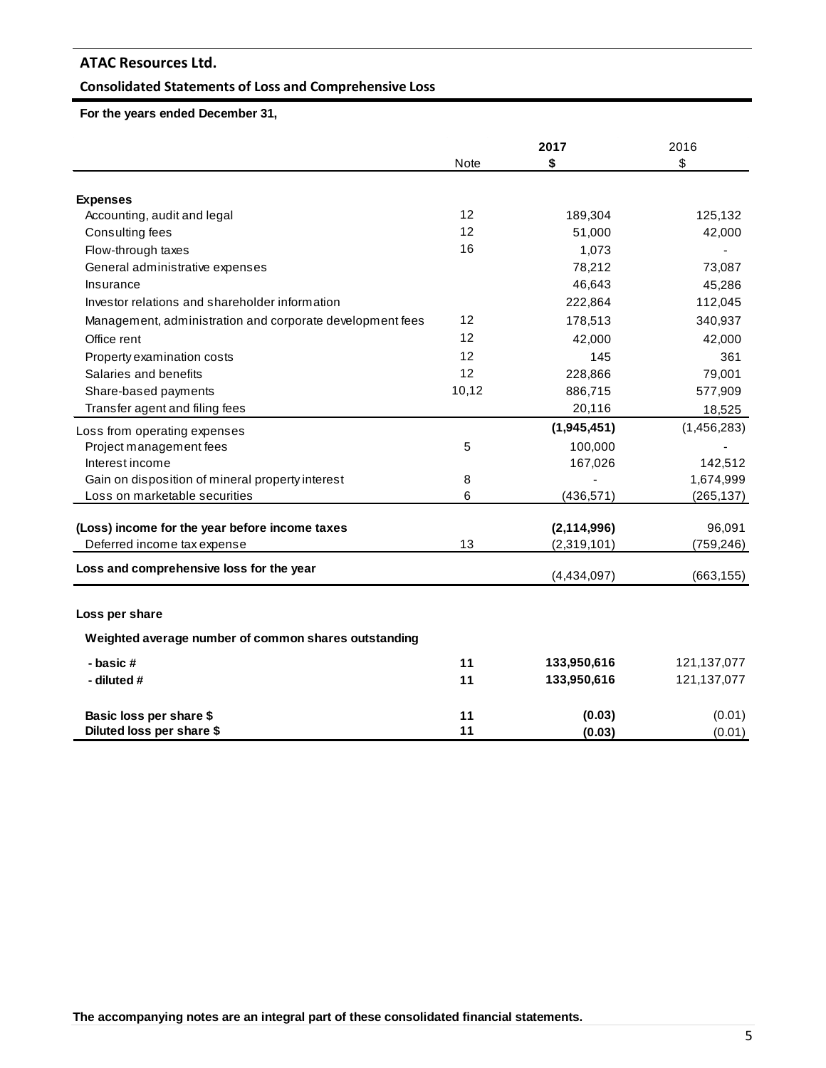# ATAC Resources Ltd.

## Consolidated Statements of Loss and Comprehensive Loss

**For the years ended December 31,**

| | Note | **2017** **$** | 2016 $ |
|---|---|---|---|
| **Expenses** | | | |
| Accounting, audit and legal | 12 | 189,304 | 125,132 |
| Consulting fees | 12 | 51,000 | 42,000 |
| Flow-through taxes | 16 | 1,073 | - |
| General administrative expenses | | 78,212 | 73,087 |
| Insurance | | 46,643 | 45,286 |
| Investor relations and shareholder information | | 222,864 | 112,045 |
| Management, administration and corporate development fees | 12 | 178,513 | 340,937 |
| Office rent | 12 | 42,000 | 42,000 |
| Property examination costs | 12 | 145 | 361 |
| Salaries and benefits | 12 | 228,866 | 79,001 |
| Share-based payments | 10,12 | 886,715 | 577,909 |
| Transfer agent and filing fees | | 20,116 | 18,525 |
| Loss from operating expenses | | **(1,945,451)** | (1,456,283) |
| Project management fees | 5 | 100,000 | - |
| Interest income | | 167,026 | 142,512 |
| Gain on disposition of mineral property interest | 8 | - | 1,674,999 |
| Loss on marketable securities | 6 | (436,571) | (265,137) |
| **(Loss) income for the year before income taxes** | | **(2,114,996)** | 96,091 |
| Deferred income tax expense | 13 | (2,319,101) | (759,246) |
| **Loss and comprehensive loss for the year** | | (4,434,097) | (663,155) |
| **Loss per share** | | | |
| **Weighted average number of common shares outstanding** | | | |
| **- basic #** | **11** | **133,950,616** | 121,137,077 |
| **- diluted #** | **11** | **133,950,616** | 121,137,077 |
| **Basic loss per share $** | **11** | **(0.03)** | (0.01) |
| **Diluted loss per share $** | **11** | **(0.03)** | (0.01) |

**The accompanying notes are an integral part of these consolidated financial statements.**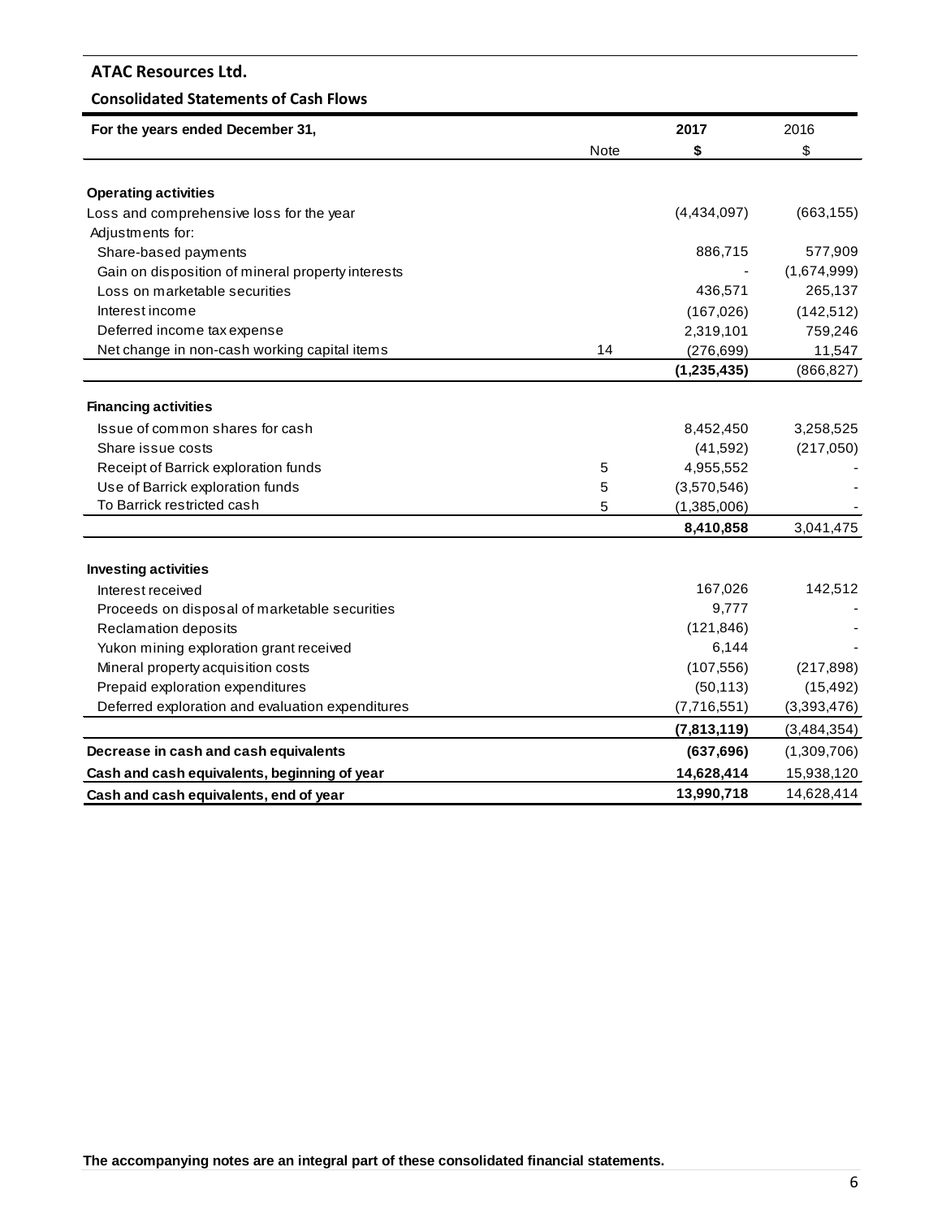**ATAC Resources Ltd.**

**Consolidated Statements of Cash Flows**

| For the years ended December 31, | Note | 2017 | 2016 |
|---|---|---|---|
| | | $ | $ |
| **Operating activities** | | | |
| Loss and comprehensive loss for the year | | (4,434,097) | (663,155) |
| Adjustments for: | | | |
| Share-based payments | | 886,715 | 577,909 |
| Gain on disposition of mineral property interests | | - | (1,674,999) |
| Loss on marketable securities | | 436,571 | 265,137 |
| Interest income | | (167,026) | (142,512) |
| Deferred income tax expense | | 2,319,101 | 759,246 |
| Net change in non-cash working capital items | 14 | (276,699) | 11,547 |
| | | **(1,235,435)** | (866,827) |
| **Financing activities** | | | |
| Issue of common shares for cash | | 8,452,450 | 3,258,525 |
| Share issue costs | | (41,592) | (217,050) |
| Receipt of Barrick exploration funds | 5 | 4,955,552 | - |
| Use of Barrick exploration funds | 5 | (3,570,546) | - |
| To Barrick restricted cash | 5 | (1,385,006) | - |
| | | **8,410,858** | 3,041,475 |
| **Investing activities** | | | |
| Interest received | | 167,026 | 142,512 |
| Proceeds on disposal of marketable securities | | 9,777 | - |
| Reclamation deposits | | (121,846) | - |
| Yukon mining exploration grant received | | 6,144 | - |
| Mineral property acquisition costs | | (107,556) | (217,898) |
| Prepaid exploration expenditures | | (50,113) | (15,492) |
| Deferred exploration and evaluation expenditures | | (7,716,551) | (3,393,476) |
| | | **(7,813,119)** | (3,484,354) |
| **Decrease in cash and cash equivalents** | | **(637,696)** | (1,309,706) |
| **Cash and cash equivalents, beginning of year** | | **14,628,414** | 15,938,120 |
| **Cash and cash equivalents, end of year** | | **13,990,718** | 14,628,414 |

**The accompanying notes are an integral part of these consolidated financial statements.**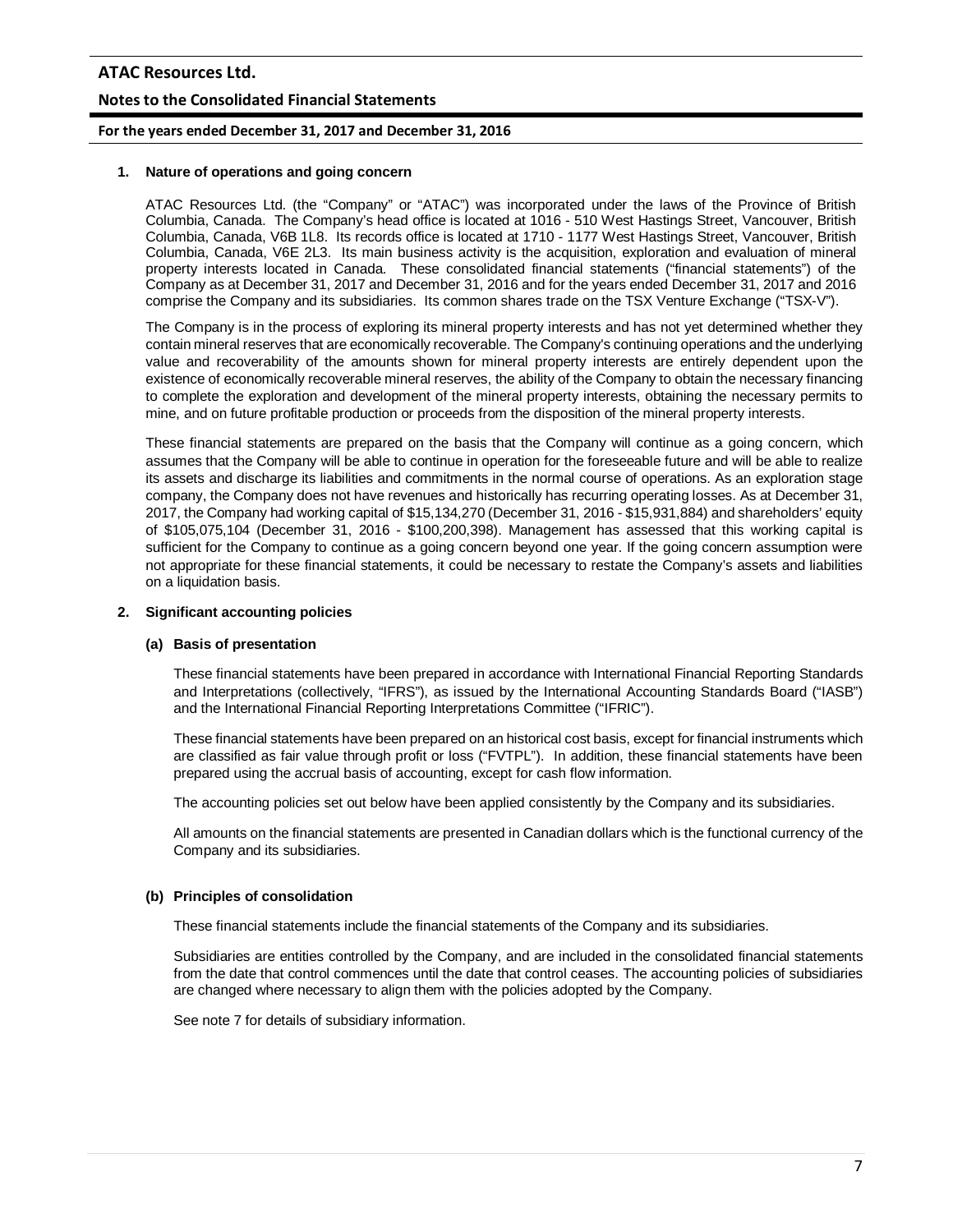## 1. Nature of operations and going concern

ATAC Resources Ltd. (the "Company" or "ATAC") was incorporated under the laws of the Province of British Columbia, Canada. The Company's head office is located at 1016 - 510 West Hastings Street, Vancouver, British Columbia, Canada, V6B 1L8. Its records office is located at 1710 - 1177 West Hastings Street, Vancouver, British Columbia, Canada, V6E 2L3. Its main business activity is the acquisition, exploration and evaluation of mineral property interests located in Canada. These consolidated financial statements ("financial statements") of the Company as at December 31, 2017 and December 31, 2016 and for the years ended December 31, 2017 and 2016 comprise the Company and its subsidiaries. Its common shares trade on the TSX Venture Exchange ("TSX-V").

The Company is in the process of exploring its mineral property interests and has not yet determined whether they contain mineral reserves that are economically recoverable. The Company's continuing operations and the underlying value and recoverability of the amounts shown for mineral property interests are entirely dependent upon the existence of economically recoverable mineral reserves, the ability of the Company to obtain the necessary financing to complete the exploration and development of the mineral property interests, obtaining the necessary permits to mine, and on future profitable production or proceeds from the disposition of the mineral property interests.

These financial statements are prepared on the basis that the Company will continue as a going concern, which assumes that the Company will be able to continue in operation for the foreseeable future and will be able to realize its assets and discharge its liabilities and commitments in the normal course of operations. As an exploration stage company, the Company does not have revenues and historically has recurring operating losses. As at December 31, 2017, the Company had working capital of $15,134,270 (December 31, 2016 - $15,931,884) and shareholders' equity of $105,075,104 (December 31, 2016 - $100,200,398). Management has assessed that this working capital is sufficient for the Company to continue as a going concern beyond one year. If the going concern assumption were not appropriate for these financial statements, it could be necessary to restate the Company's assets and liabilities on a liquidation basis.

## 2. Significant accounting policies

### (a) Basis of presentation

These financial statements have been prepared in accordance with International Financial Reporting Standards and Interpretations (collectively, "IFRS"), as issued by the International Accounting Standards Board ("IASB") and the International Financial Reporting Interpretations Committee ("IFRIC").

These financial statements have been prepared on an historical cost basis, except for financial instruments which are classified as fair value through profit or loss ("FVTPL"). In addition, these financial statements have been prepared using the accrual basis of accounting, except for cash flow information.

The accounting policies set out below have been applied consistently by the Company and its subsidiaries.

All amounts on the financial statements are presented in Canadian dollars which is the functional currency of the Company and its subsidiaries.

### (b) Principles of consolidation

These financial statements include the financial statements of the Company and its subsidiaries.

Subsidiaries are entities controlled by the Company, and are included in the consolidated financial statements from the date that control commences until the date that control ceases. The accounting policies of subsidiaries are changed where necessary to align them with the policies adopted by the Company.

See note 7 for details of subsidiary information.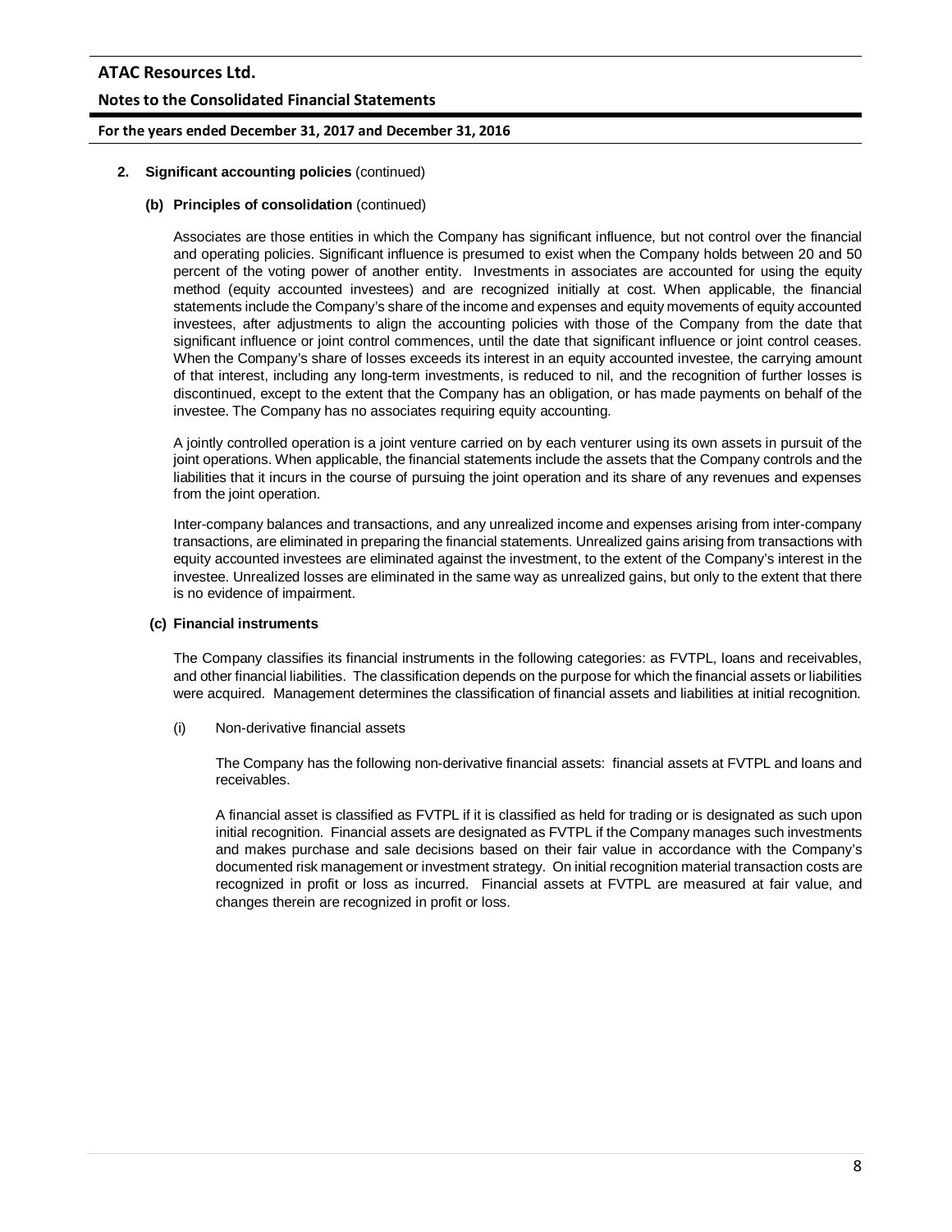**2. Significant accounting policies** (continued)

**(b) Principles of consolidation** (continued)

Associates are those entities in which the Company has significant influence, but not control over the financial and operating policies. Significant influence is presumed to exist when the Company holds between 20 and 50 percent of the voting power of another entity. Investments in associates are accounted for using the equity method (equity accounted investees) and are recognized initially at cost. When applicable, the financial statements include the Company's share of the income and expenses and equity movements of equity accounted investees, after adjustments to align the accounting policies with those of the Company from the date that significant influence or joint control commences, until the date that significant influence or joint control ceases. When the Company's share of losses exceeds its interest in an equity accounted investee, the carrying amount of that interest, including any long-term investments, is reduced to nil, and the recognition of further losses is discontinued, except to the extent that the Company has an obligation, or has made payments on behalf of the investee. The Company has no associates requiring equity accounting.

A jointly controlled operation is a joint venture carried on by each venturer using its own assets in pursuit of the joint operations. When applicable, the financial statements include the assets that the Company controls and the liabilities that it incurs in the course of pursuing the joint operation and its share of any revenues and expenses from the joint operation.

Inter-company balances and transactions, and any unrealized income and expenses arising from inter-company transactions, are eliminated in preparing the financial statements. Unrealized gains arising from transactions with equity accounted investees are eliminated against the investment, to the extent of the Company's interest in the investee. Unrealized losses are eliminated in the same way as unrealized gains, but only to the extent that there is no evidence of impairment.

**(c) Financial instruments**

The Company classifies its financial instruments in the following categories: as FVTPL, loans and receivables, and other financial liabilities. The classification depends on the purpose for which the financial assets or liabilities were acquired. Management determines the classification of financial assets and liabilities at initial recognition.

(i) Non-derivative financial assets

The Company has the following non-derivative financial assets: financial assets at FVTPL and loans and receivables.

A financial asset is classified as FVTPL if it is classified as held for trading or is designated as such upon initial recognition. Financial assets are designated as FVTPL if the Company manages such investments and makes purchase and sale decisions based on their fair value in accordance with the Company's documented risk management or investment strategy. On initial recognition material transaction costs are recognized in profit or loss as incurred. Financial assets at FVTPL are measured at fair value, and changes therein are recognized in profit or loss.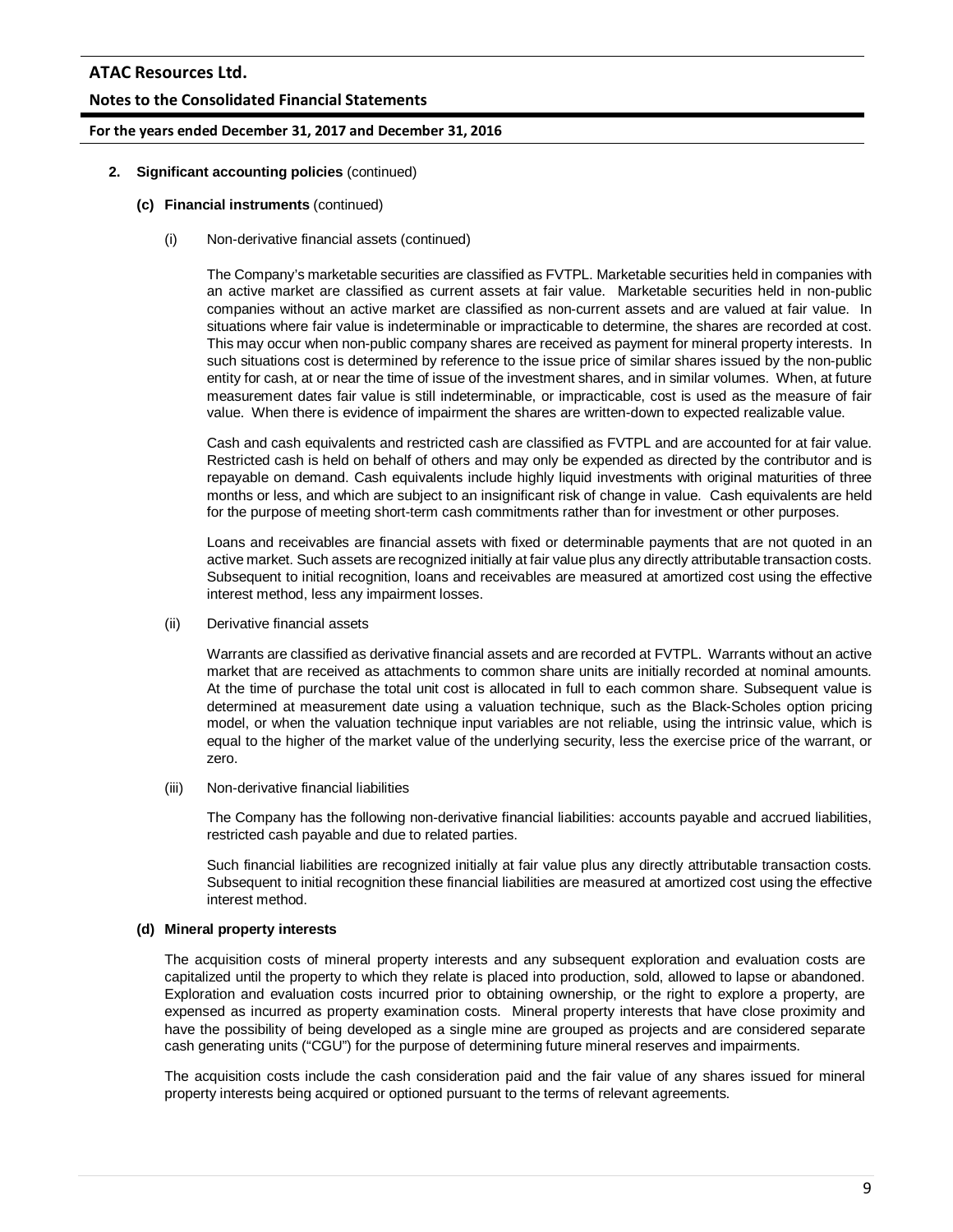**2. Significant accounting policies** (continued)

**(c) Financial instruments** (continued)

(i) Non-derivative financial assets (continued)

The Company's marketable securities are classified as FVTPL. Marketable securities held in companies with an active market are classified as current assets at fair value. Marketable securities held in non-public companies without an active market are classified as non-current assets and are valued at fair value. In situations where fair value is indeterminable or impracticable to determine, the shares are recorded at cost. This may occur when non-public company shares are received as payment for mineral property interests. In such situations cost is determined by reference to the issue price of similar shares issued by the non-public entity for cash, at or near the time of issue of the investment shares, and in similar volumes. When, at future measurement dates fair value is still indeterminable, or impracticable, cost is used as the measure of fair value. When there is evidence of impairment the shares are written-down to expected realizable value.

Cash and cash equivalents and restricted cash are classified as FVTPL and are accounted for at fair value. Restricted cash is held on behalf of others and may only be expended as directed by the contributor and is repayable on demand. Cash equivalents include highly liquid investments with original maturities of three months or less, and which are subject to an insignificant risk of change in value. Cash equivalents are held for the purpose of meeting short-term cash commitments rather than for investment or other purposes.

Loans and receivables are financial assets with fixed or determinable payments that are not quoted in an active market. Such assets are recognized initially at fair value plus any directly attributable transaction costs. Subsequent to initial recognition, loans and receivables are measured at amortized cost using the effective interest method, less any impairment losses.

(ii) Derivative financial assets

Warrants are classified as derivative financial assets and are recorded at FVTPL. Warrants without an active market that are received as attachments to common share units are initially recorded at nominal amounts. At the time of purchase the total unit cost is allocated in full to each common share. Subsequent value is determined at measurement date using a valuation technique, such as the Black-Scholes option pricing model, or when the valuation technique input variables are not reliable, using the intrinsic value, which is equal to the higher of the market value of the underlying security, less the exercise price of the warrant, or zero.

(iii) Non-derivative financial liabilities

The Company has the following non-derivative financial liabilities: accounts payable and accrued liabilities, restricted cash payable and due to related parties.

Such financial liabilities are recognized initially at fair value plus any directly attributable transaction costs. Subsequent to initial recognition these financial liabilities are measured at amortized cost using the effective interest method.

**(d) Mineral property interests**

The acquisition costs of mineral property interests and any subsequent exploration and evaluation costs are capitalized until the property to which they relate is placed into production, sold, allowed to lapse or abandoned. Exploration and evaluation costs incurred prior to obtaining ownership, or the right to explore a property, are expensed as incurred as property examination costs. Mineral property interests that have close proximity and have the possibility of being developed as a single mine are grouped as projects and are considered separate cash generating units ("CGU") for the purpose of determining future mineral reserves and impairments.

The acquisition costs include the cash consideration paid and the fair value of any shares issued for mineral property interests being acquired or optioned pursuant to the terms of relevant agreements.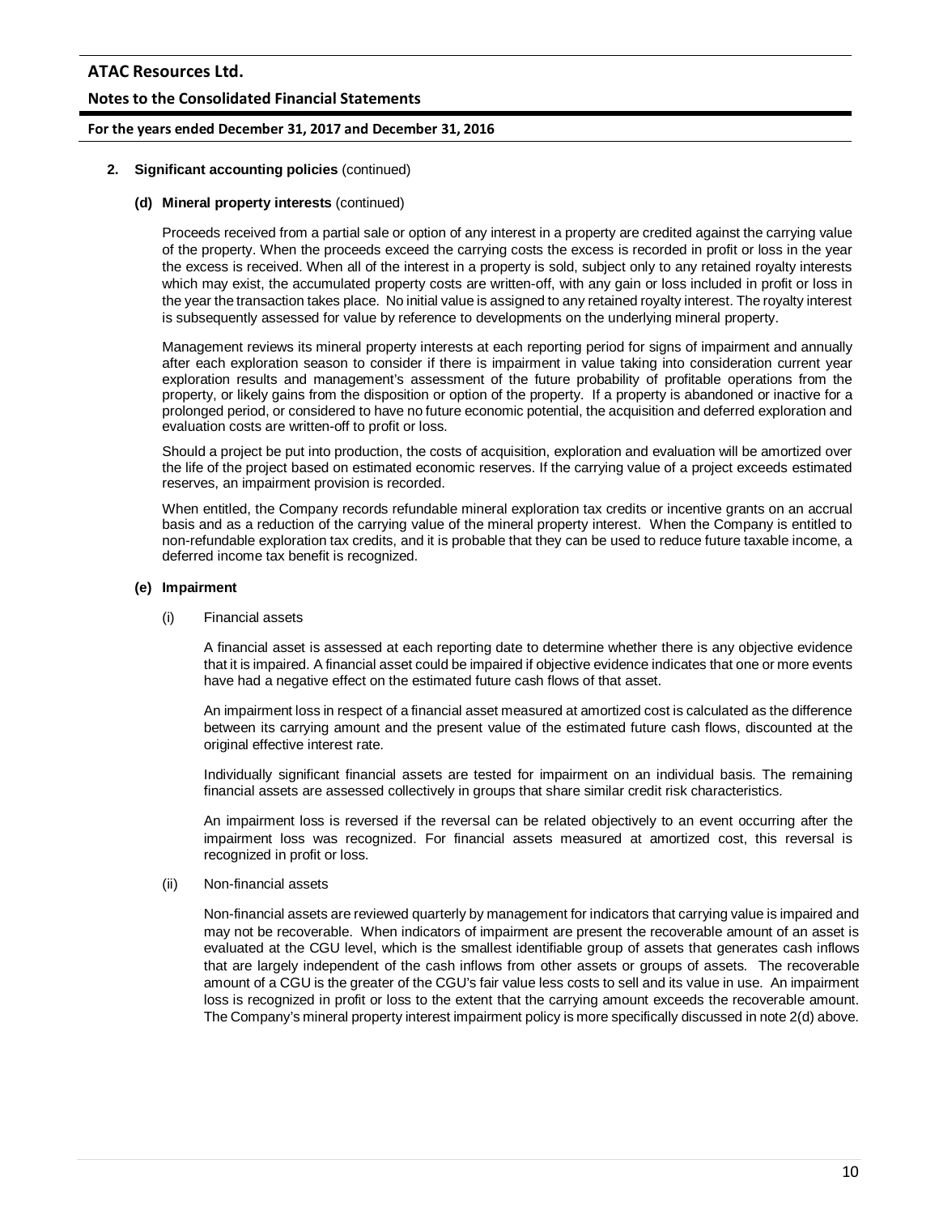**2. Significant accounting policies** (continued)

**(d) Mineral property interests** (continued)

Proceeds received from a partial sale or option of any interest in a property are credited against the carrying value of the property. When the proceeds exceed the carrying costs the excess is recorded in profit or loss in the year the excess is received. When all of the interest in a property is sold, subject only to any retained royalty interests which may exist, the accumulated property costs are written-off, with any gain or loss included in profit or loss in the year the transaction takes place. No initial value is assigned to any retained royalty interest. The royalty interest is subsequently assessed for value by reference to developments on the underlying mineral property.

Management reviews its mineral property interests at each reporting period for signs of impairment and annually after each exploration season to consider if there is impairment in value taking into consideration current year exploration results and management's assessment of the future probability of profitable operations from the property, or likely gains from the disposition or option of the property. If a property is abandoned or inactive for a prolonged period, or considered to have no future economic potential, the acquisition and deferred exploration and evaluation costs are written-off to profit or loss.

Should a project be put into production, the costs of acquisition, exploration and evaluation will be amortized over the life of the project based on estimated economic reserves. If the carrying value of a project exceeds estimated reserves, an impairment provision is recorded.

When entitled, the Company records refundable mineral exploration tax credits or incentive grants on an accrual basis and as a reduction of the carrying value of the mineral property interest. When the Company is entitled to non-refundable exploration tax credits, and it is probable that they can be used to reduce future taxable income, a deferred income tax benefit is recognized.

**(e) Impairment**

(i) Financial assets

A financial asset is assessed at each reporting date to determine whether there is any objective evidence that it is impaired. A financial asset could be impaired if objective evidence indicates that one or more events have had a negative effect on the estimated future cash flows of that asset.

An impairment loss in respect of a financial asset measured at amortized cost is calculated as the difference between its carrying amount and the present value of the estimated future cash flows, discounted at the original effective interest rate.

Individually significant financial assets are tested for impairment on an individual basis. The remaining financial assets are assessed collectively in groups that share similar credit risk characteristics.

An impairment loss is reversed if the reversal can be related objectively to an event occurring after the impairment loss was recognized. For financial assets measured at amortized cost, this reversal is recognized in profit or loss.

(ii) Non-financial assets

Non-financial assets are reviewed quarterly by management for indicators that carrying value is impaired and may not be recoverable. When indicators of impairment are present the recoverable amount of an asset is evaluated at the CGU level, which is the smallest identifiable group of assets that generates cash inflows that are largely independent of the cash inflows from other assets or groups of assets. The recoverable amount of a CGU is the greater of the CGU's fair value less costs to sell and its value in use. An impairment loss is recognized in profit or loss to the extent that the carrying amount exceeds the recoverable amount. The Company's mineral property interest impairment policy is more specifically discussed in note 2(d) above.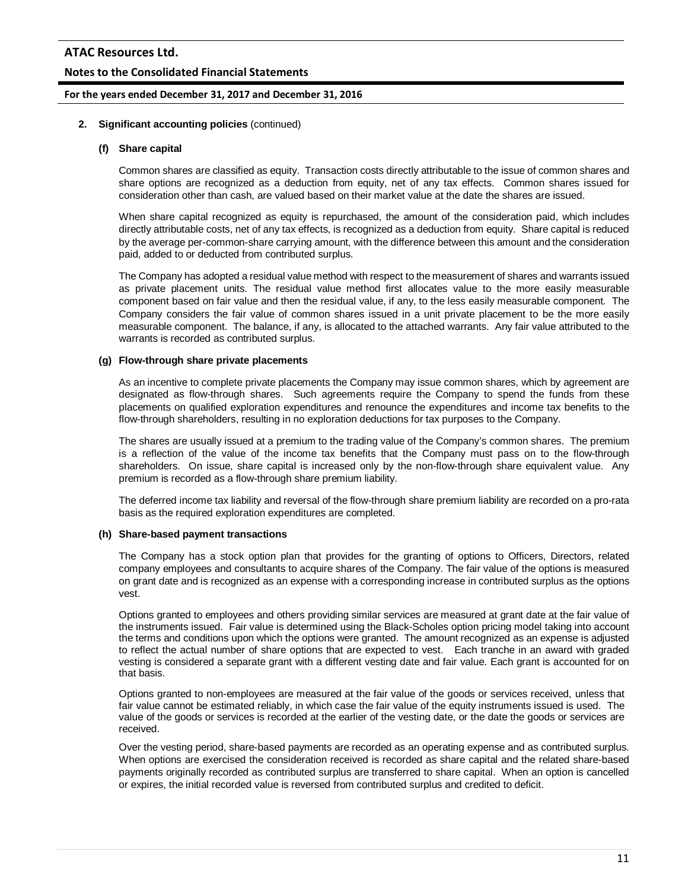**2. Significant accounting policies** (continued)

**(f) Share capital**

Common shares are classified as equity. Transaction costs directly attributable to the issue of common shares and share options are recognized as a deduction from equity, net of any tax effects. Common shares issued for consideration other than cash, are valued based on their market value at the date the shares are issued.

When share capital recognized as equity is repurchased, the amount of the consideration paid, which includes directly attributable costs, net of any tax effects, is recognized as a deduction from equity. Share capital is reduced by the average per-common-share carrying amount, with the difference between this amount and the consideration paid, added to or deducted from contributed surplus.

The Company has adopted a residual value method with respect to the measurement of shares and warrants issued as private placement units. The residual value method first allocates value to the more easily measurable component based on fair value and then the residual value, if any, to the less easily measurable component. The Company considers the fair value of common shares issued in a unit private placement to be the more easily measurable component. The balance, if any, is allocated to the attached warrants. Any fair value attributed to the warrants is recorded as contributed surplus.

**(g) Flow-through share private placements**

As an incentive to complete private placements the Company may issue common shares, which by agreement are designated as flow-through shares. Such agreements require the Company to spend the funds from these placements on qualified exploration expenditures and renounce the expenditures and income tax benefits to the flow-through shareholders, resulting in no exploration deductions for tax purposes to the Company.

The shares are usually issued at a premium to the trading value of the Company's common shares. The premium is a reflection of the value of the income tax benefits that the Company must pass on to the flow-through shareholders. On issue, share capital is increased only by the non-flow-through share equivalent value. Any premium is recorded as a flow-through share premium liability.

The deferred income tax liability and reversal of the flow-through share premium liability are recorded on a pro-rata basis as the required exploration expenditures are completed.

**(h) Share-based payment transactions**

The Company has a stock option plan that provides for the granting of options to Officers, Directors, related company employees and consultants to acquire shares of the Company. The fair value of the options is measured on grant date and is recognized as an expense with a corresponding increase in contributed surplus as the options vest.

Options granted to employees and others providing similar services are measured at grant date at the fair value of the instruments issued. Fair value is determined using the Black-Scholes option pricing model taking into account the terms and conditions upon which the options were granted. The amount recognized as an expense is adjusted to reflect the actual number of share options that are expected to vest. Each tranche in an award with graded vesting is considered a separate grant with a different vesting date and fair value. Each grant is accounted for on that basis.

Options granted to non-employees are measured at the fair value of the goods or services received, unless that fair value cannot be estimated reliably, in which case the fair value of the equity instruments issued is used. The value of the goods or services is recorded at the earlier of the vesting date, or the date the goods or services are received.

Over the vesting period, share-based payments are recorded as an operating expense and as contributed surplus. When options are exercised the consideration received is recorded as share capital and the related share-based payments originally recorded as contributed surplus are transferred to share capital. When an option is cancelled or expires, the initial recorded value is reversed from contributed surplus and credited to deficit.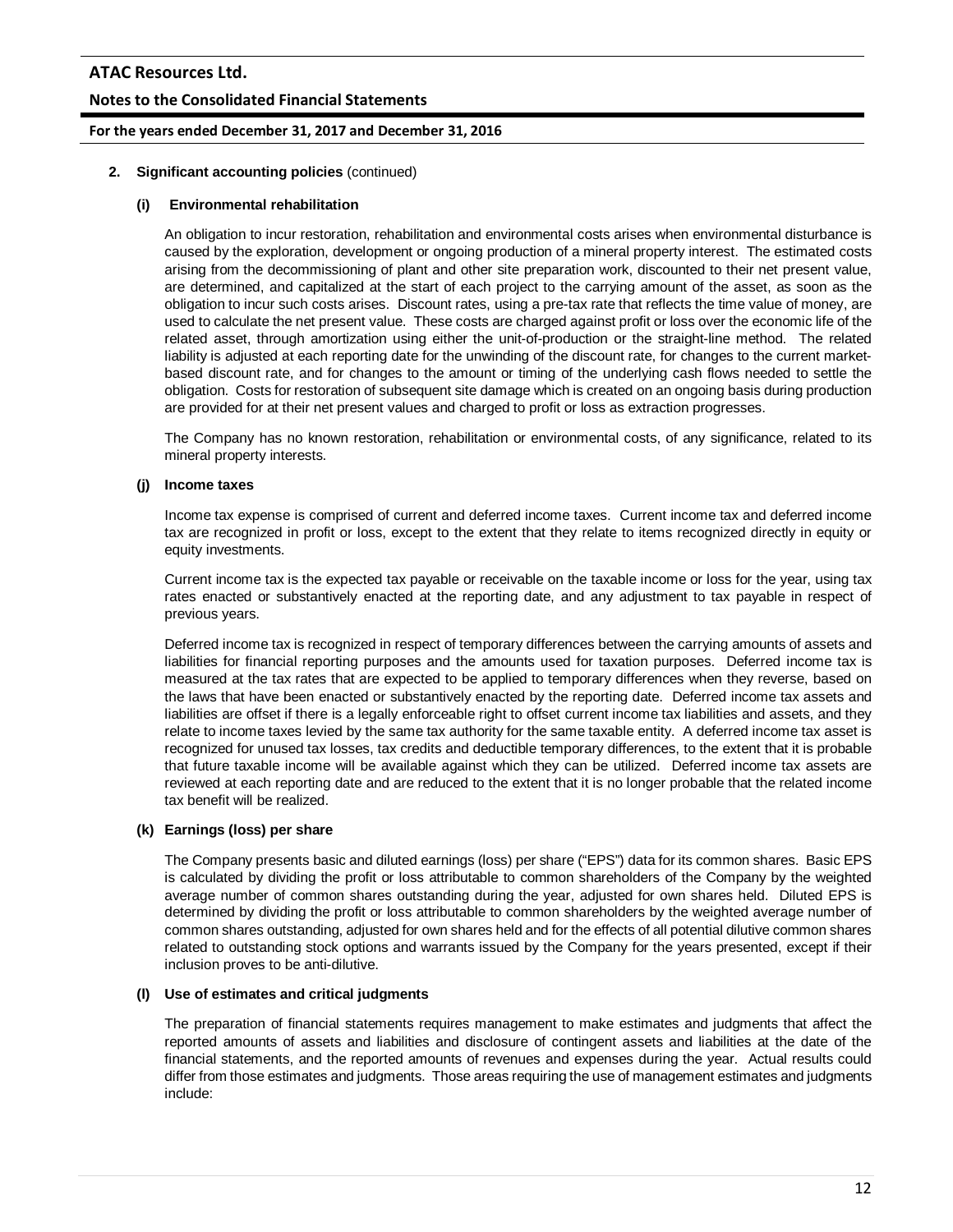**2. Significant accounting policies** (continued)

**(i) Environmental rehabilitation**

An obligation to incur restoration, rehabilitation and environmental costs arises when environmental disturbance is caused by the exploration, development or ongoing production of a mineral property interest. The estimated costs arising from the decommissioning of plant and other site preparation work, discounted to their net present value, are determined, and capitalized at the start of each project to the carrying amount of the asset, as soon as the obligation to incur such costs arises. Discount rates, using a pre-tax rate that reflects the time value of money, are used to calculate the net present value. These costs are charged against profit or loss over the economic life of the related asset, through amortization using either the unit-of-production or the straight-line method. The related liability is adjusted at each reporting date for the unwinding of the discount rate, for changes to the current market-based discount rate, and for changes to the amount or timing of the underlying cash flows needed to settle the obligation. Costs for restoration of subsequent site damage which is created on an ongoing basis during production are provided for at their net present values and charged to profit or loss as extraction progresses.

The Company has no known restoration, rehabilitation or environmental costs, of any significance, related to its mineral property interests.

**(j) Income taxes**

Income tax expense is comprised of current and deferred income taxes. Current income tax and deferred income tax are recognized in profit or loss, except to the extent that they relate to items recognized directly in equity or equity investments.

Current income tax is the expected tax payable or receivable on the taxable income or loss for the year, using tax rates enacted or substantively enacted at the reporting date, and any adjustment to tax payable in respect of previous years.

Deferred income tax is recognized in respect of temporary differences between the carrying amounts of assets and liabilities for financial reporting purposes and the amounts used for taxation purposes. Deferred income tax is measured at the tax rates that are expected to be applied to temporary differences when they reverse, based on the laws that have been enacted or substantively enacted by the reporting date. Deferred income tax assets and liabilities are offset if there is a legally enforceable right to offset current income tax liabilities and assets, and they relate to income taxes levied by the same tax authority for the same taxable entity. A deferred income tax asset is recognized for unused tax losses, tax credits and deductible temporary differences, to the extent that it is probable that future taxable income will be available against which they can be utilized. Deferred income tax assets are reviewed at each reporting date and are reduced to the extent that it is no longer probable that the related income tax benefit will be realized.

**(k) Earnings (loss) per share**

The Company presents basic and diluted earnings (loss) per share ("EPS") data for its common shares. Basic EPS is calculated by dividing the profit or loss attributable to common shareholders of the Company by the weighted average number of common shares outstanding during the year, adjusted for own shares held. Diluted EPS is determined by dividing the profit or loss attributable to common shareholders by the weighted average number of common shares outstanding, adjusted for own shares held and for the effects of all potential dilutive common shares related to outstanding stock options and warrants issued by the Company for the years presented, except if their inclusion proves to be anti-dilutive.

**(l) Use of estimates and critical judgments**

The preparation of financial statements requires management to make estimates and judgments that affect the reported amounts of assets and liabilities and disclosure of contingent assets and liabilities at the date of the financial statements, and the reported amounts of revenues and expenses during the year. Actual results could differ from those estimates and judgments. Those areas requiring the use of management estimates and judgments include: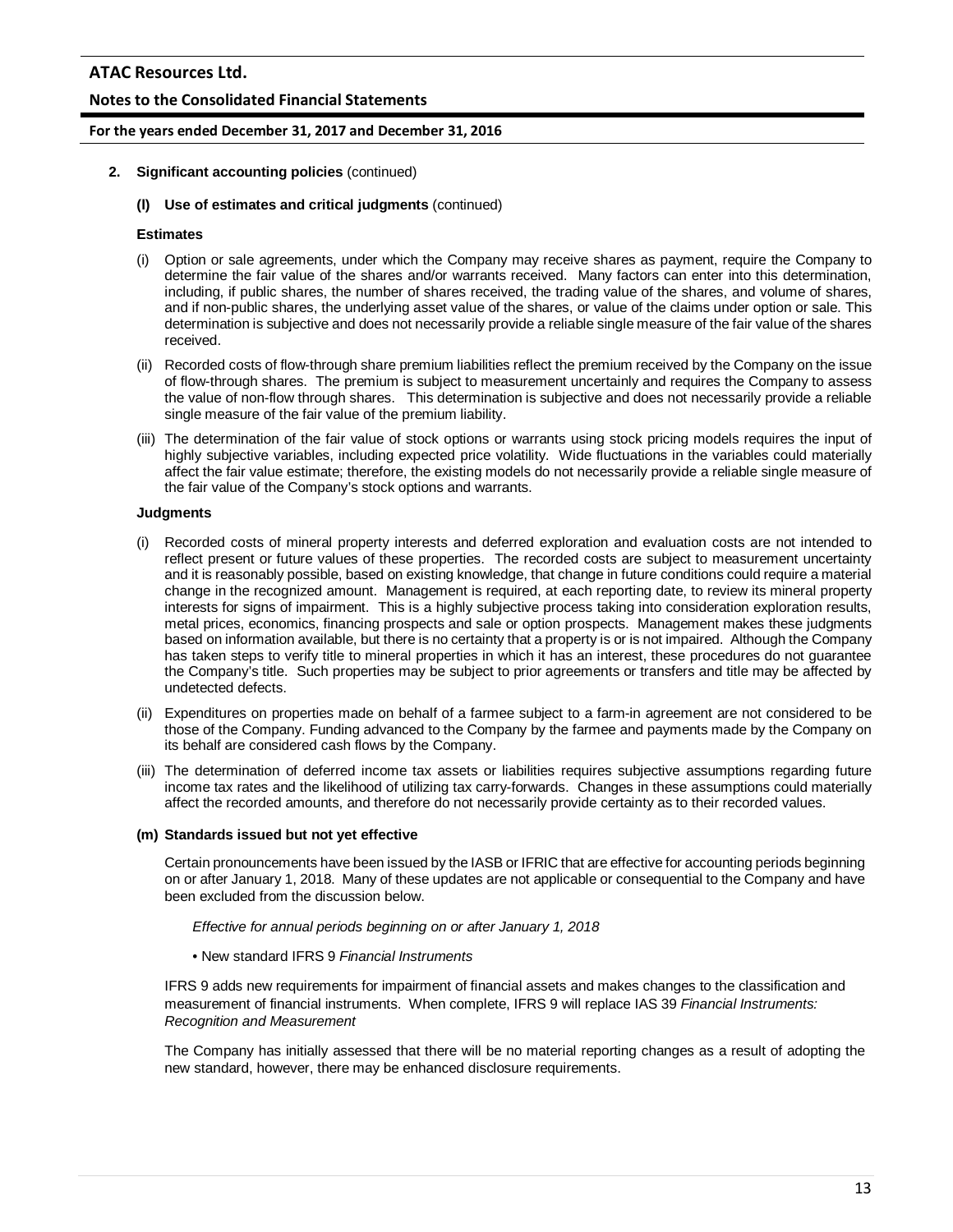**2. Significant accounting policies** (continued)

**(l) Use of estimates and critical judgments** (continued)

**Estimates**

(i) Option or sale agreements, under which the Company may receive shares as payment, require the Company to determine the fair value of the shares and/or warrants received. Many factors can enter into this determination, including, if public shares, the number of shares received, the trading value of the shares, and volume of shares, and if non-public shares, the underlying asset value of the shares, or value of the claims under option or sale. This determination is subjective and does not necessarily provide a reliable single measure of the fair value of the shares received.

(ii) Recorded costs of flow-through share premium liabilities reflect the premium received by the Company on the issue of flow-through shares. The premium is subject to measurement uncertainly and requires the Company to assess the value of non-flow through shares. This determination is subjective and does not necessarily provide a reliable single measure of the fair value of the premium liability.

(iii) The determination of the fair value of stock options or warrants using stock pricing models requires the input of highly subjective variables, including expected price volatility. Wide fluctuations in the variables could materially affect the fair value estimate; therefore, the existing models do not necessarily provide a reliable single measure of the fair value of the Company's stock options and warrants.

**Judgments**

(i) Recorded costs of mineral property interests and deferred exploration and evaluation costs are not intended to reflect present or future values of these properties. The recorded costs are subject to measurement uncertainty and it is reasonably possible, based on existing knowledge, that change in future conditions could require a material change in the recognized amount. Management is required, at each reporting date, to review its mineral property interests for signs of impairment. This is a highly subjective process taking into consideration exploration results, metal prices, economics, financing prospects and sale or option prospects. Management makes these judgments based on information available, but there is no certainty that a property is or is not impaired. Although the Company has taken steps to verify title to mineral properties in which it has an interest, these procedures do not guarantee the Company's title. Such properties may be subject to prior agreements or transfers and title may be affected by undetected defects.

(ii) Expenditures on properties made on behalf of a farmee subject to a farm-in agreement are not considered to be those of the Company. Funding advanced to the Company by the farmee and payments made by the Company on its behalf are considered cash flows by the Company.

(iii) The determination of deferred income tax assets or liabilities requires subjective assumptions regarding future income tax rates and the likelihood of utilizing tax carry-forwards. Changes in these assumptions could materially affect the recorded amounts, and therefore do not necessarily provide certainty as to their recorded values.

**(m) Standards issued but not yet effective**

Certain pronouncements have been issued by the IASB or IFRIC that are effective for accounting periods beginning on or after January 1, 2018. Many of these updates are not applicable or consequential to the Company and have been excluded from the discussion below.

*Effective for annual periods beginning on or after January 1, 2018*

• New standard IFRS 9 *Financial Instruments*

IFRS 9 adds new requirements for impairment of financial assets and makes changes to the classification and measurement of financial instruments. When complete, IFRS 9 will replace IAS 39 *Financial Instruments: Recognition and Measurement*

The Company has initially assessed that there will be no material reporting changes as a result of adopting the new standard, however, there may be enhanced disclosure requirements.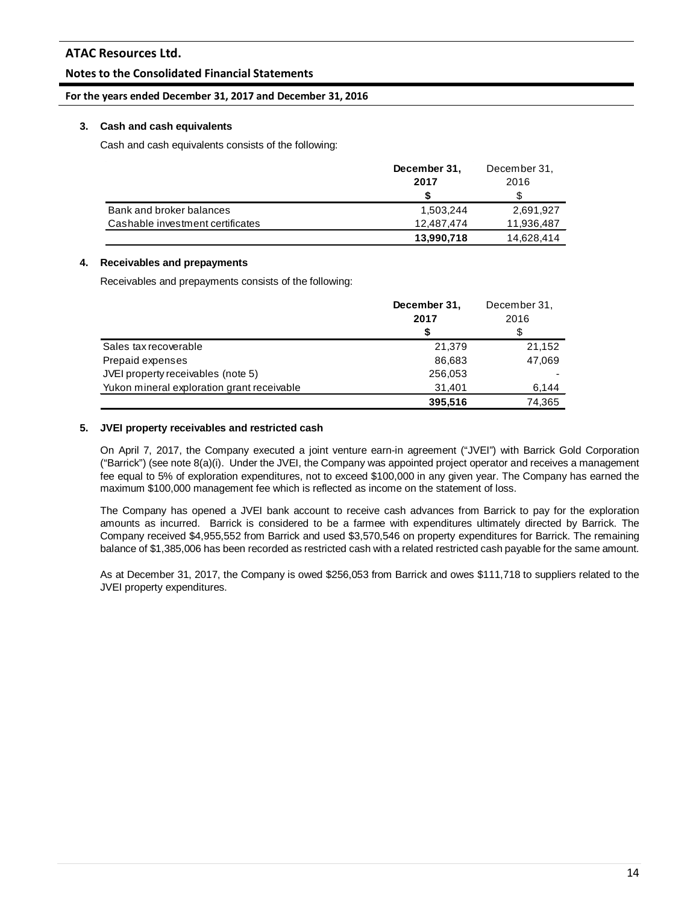### 3. Cash and cash equivalents

Cash and cash equivalents consists of the following:

| | December 31, 2017 $ | December 31, 2016 $ |
|---|---|---|
| Bank and broker balances | 1,503,244 | 2,691,927 |
| Cashable investment certificates | 12,487,474 | 11,936,487 |
| | **13,990,718** | 14,628,414 |

### 4. Receivables and prepayments

Receivables and prepayments consists of the following:

| | December 31, 2017 $ | December 31, 2016 $ |
|---|---|---|
| Sales tax recoverable | 21,379 | 21,152 |
| Prepaid expenses | 86,683 | 47,069 |
| JVEI property receivables (note 5) | 256,053 | - |
| Yukon mineral exploration grant receivable | 31,401 | 6,144 |
| | **395,516** | 74,365 |

### 5. JVEI property receivables and restricted cash

On April 7, 2017, the Company executed a joint venture earn-in agreement ("JVEI") with Barrick Gold Corporation ("Barrick") (see note 8(a)(i). Under the JVEI, the Company was appointed project operator and receives a management fee equal to 5% of exploration expenditures, not to exceed $100,000 in any given year. The Company has earned the maximum $100,000 management fee which is reflected as income on the statement of loss.

The Company has opened a JVEI bank account to receive cash advances from Barrick to pay for the exploration amounts as incurred. Barrick is considered to be a farmee with expenditures ultimately directed by Barrick. The Company received $4,955,552 from Barrick and used $3,570,546 on property expenditures for Barrick. The remaining balance of $1,385,006 has been recorded as restricted cash with a related restricted cash payable for the same amount.

As at December 31, 2017, the Company is owed $256,053 from Barrick and owes $111,718 to suppliers related to the JVEI property expenditures.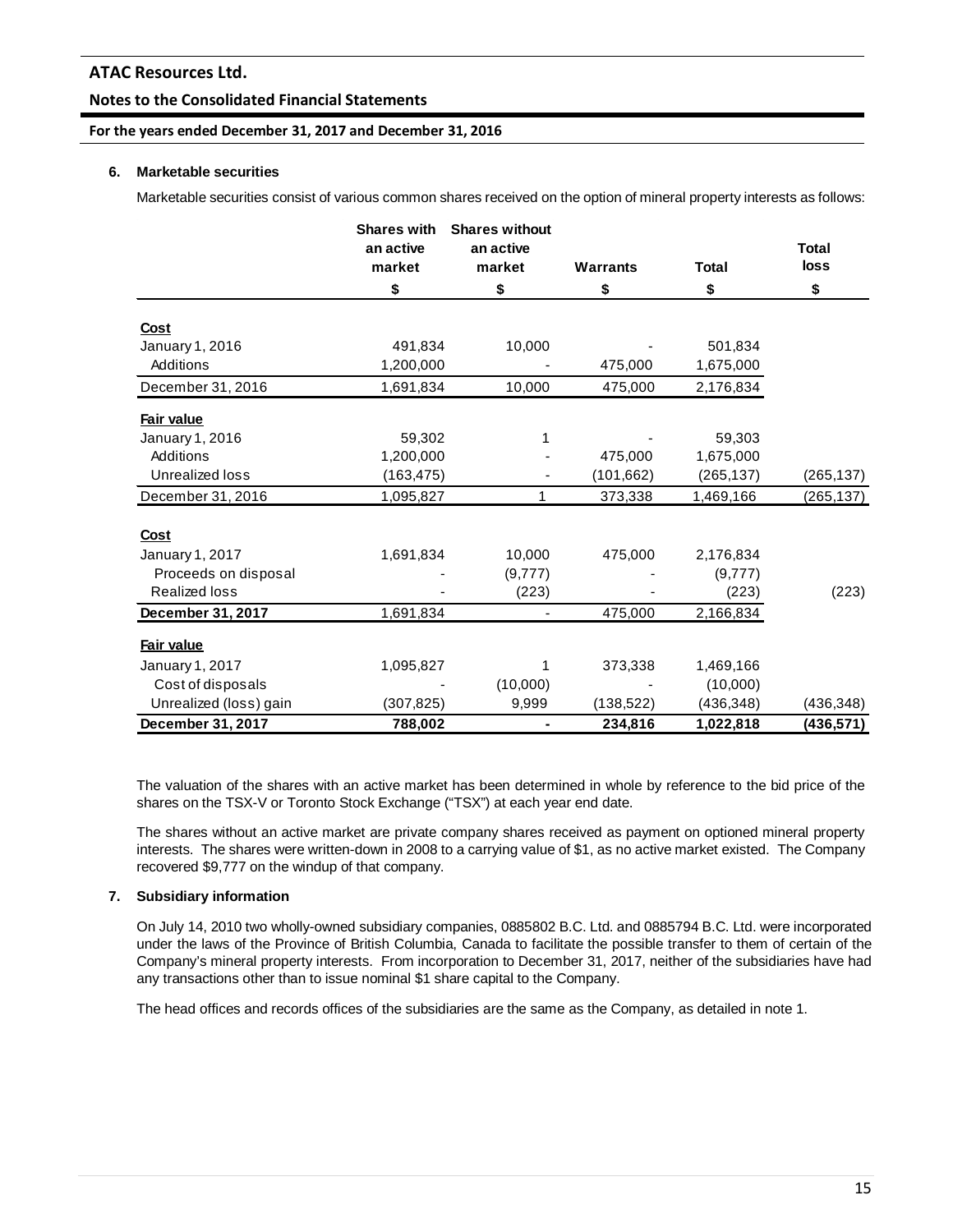### 6. Marketable securities

Marketable securities consist of various common shares received on the option of mineral property interests as follows:

| | Shares with an active market | Shares without an active market | Warrants | Total | Total loss |
|---|---|---|---|---|---|
| | $ | $ | $ | $ | $ |
| **Cost** | | | | | |
| January 1, 2016 | 491,834 | 10,000 | - | 501,834 | |
| Additions | 1,200,000 | - | 475,000 | 1,675,000 | |
| December 31, 2016 | 1,691,834 | 10,000 | 475,000 | 2,176,834 | |
| **Fair value** | | | | | |
| January 1, 2016 | 59,302 | 1 | - | 59,303 | |
| Additions | 1,200,000 | - | 475,000 | 1,675,000 | |
| Unrealized loss | (163,475) | - | (101,662) | (265,137) | (265,137) |
| December 31, 2016 | 1,095,827 | 1 | 373,338 | 1,469,166 | (265,137) |
| **Cost** | | | | | |
| January 1, 2017 | 1,691,834 | 10,000 | 475,000 | 2,176,834 | |
| Proceeds on disposal | - | (9,777) | - | (9,777) | |
| Realized loss | - | (223) | - | (223) | (223) |
| **December 31, 2017** | 1,691,834 | - | 475,000 | 2,166,834 | |
| **Fair value** | | | | | |
| January 1, 2017 | 1,095,827 | 1 | 373,338 | 1,469,166 | |
| Cost of disposals | - | (10,000) | - | (10,000) | |
| Unrealized (loss) gain | (307,825) | 9,999 | (138,522) | (436,348) | (436,348) |
| **December 31, 2017** | **788,002** | **-** | **234,816** | **1,022,818** | **(436,571)** |

The valuation of the shares with an active market has been determined in whole by reference to the bid price of the shares on the TSX-V or Toronto Stock Exchange ("TSX") at each year end date.

The shares without an active market are private company shares received as payment on optioned mineral property interests. The shares were written-down in 2008 to a carrying value of $1, as no active market existed. The Company recovered $9,777 on the windup of that company.

### 7. Subsidiary information

On July 14, 2010 two wholly-owned subsidiary companies, 0885802 B.C. Ltd. and 0885794 B.C. Ltd. were incorporated under the laws of the Province of British Columbia, Canada to facilitate the possible transfer to them of certain of the Company's mineral property interests. From incorporation to December 31, 2017, neither of the subsidiaries have had any transactions other than to issue nominal $1 share capital to the Company.

The head offices and records offices of the subsidiaries are the same as the Company, as detailed in note 1.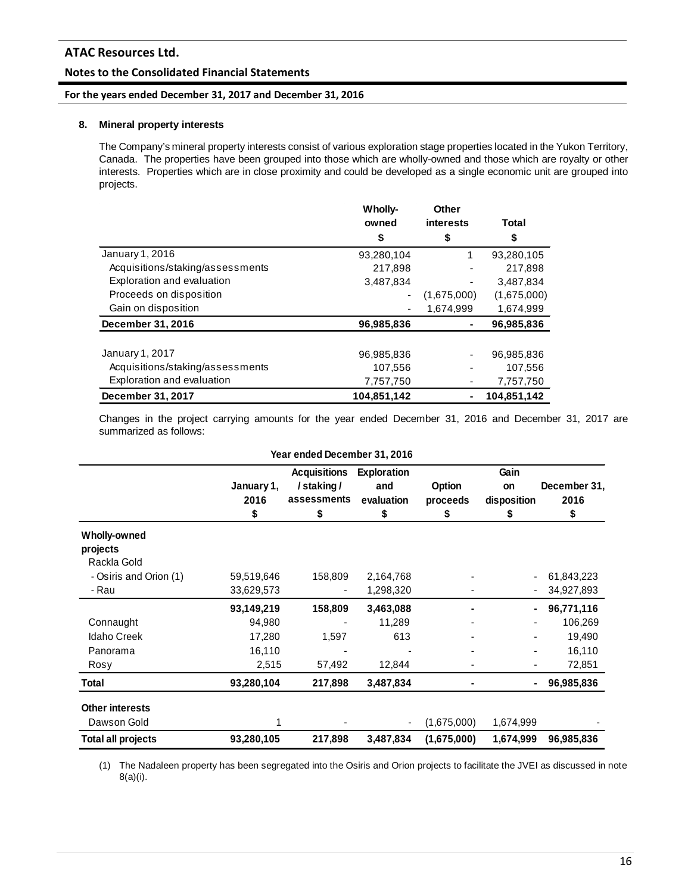## 8. Mineral property interests

The Company's mineral property interests consist of various exploration stage properties located in the Yukon Territory, Canada. The properties have been grouped into those which are wholly-owned and those which are royalty or other interests. Properties which are in close proximity and could be developed as a single economic unit are grouped into projects.

| | Wholly-owned | Other interests | Total |
|---|---|---|---|
| | $ | $ | $ |
| January 1, 2016 | 93,280,104 | 1 | 93,280,105 |
| Acquisitions/staking/assessments | 217,898 | - | 217,898 |
| Exploration and evaluation | 3,487,834 | - | 3,487,834 |
| Proceeds on disposition | - | (1,675,000) | (1,675,000) |
| Gain on disposition | - | 1,674,999 | 1,674,999 |
| **December 31, 2016** | **96,985,836** | **-** | **96,985,836** |
| | | | |
| January 1, 2017 | 96,985,836 | - | 96,985,836 |
| Acquisitions/staking/assessments | 107,556 | - | 107,556 |
| Exploration and evaluation | 7,757,750 | - | 7,757,750 |
| **December 31, 2017** | **104,851,142** | **-** | **104,851,142** |

Changes in the project carrying amounts for the year ended December 31, 2016 and December 31, 2017 are summarized as follows:

**Year ended December 31, 2016**

| | January 1, 2016 | Acquisitions / staking / assessments | Exploration and evaluation | Option proceeds | Gain on disposition | December 31, 2016 |
|---|---|---|---|---|---|---|
| | $ | $ | $ | $ | $ | $ |
| **Wholly-owned projects** | | | | | | |
| Rackla Gold | | | | | | |
| - Osiris and Orion (1) | 59,519,646 | 158,809 | 2,164,768 | - | - | 61,843,223 |
| - Rau | 33,629,573 | - | 1,298,320 | - | - | 34,927,893 |
| | **93,149,219** | **158,809** | **3,463,088** | **-** | **-** | **96,771,116** |
| Connaught | 94,980 | - | 11,289 | - | - | 106,269 |
| Idaho Creek | 17,280 | 1,597 | 613 | - | - | 19,490 |
| Panorama | 16,110 | - | - | - | - | 16,110 |
| Rosy | 2,515 | 57,492 | 12,844 | - | - | 72,851 |
| **Total** | **93,280,104** | **217,898** | **3,487,834** | **-** | **-** | **96,985,836** |
| **Other interests** | | | | | | |
| Dawson Gold | 1 | - | - | (1,675,000) | 1,674,999 | - |
| **Total all projects** | **93,280,105** | **217,898** | **3,487,834** | **(1,675,000)** | **1,674,999** | **96,985,836** |

(1) The Nadaleen property has been segregated into the Osiris and Orion projects to facilitate the JVEI as discussed in note 8(a)(i).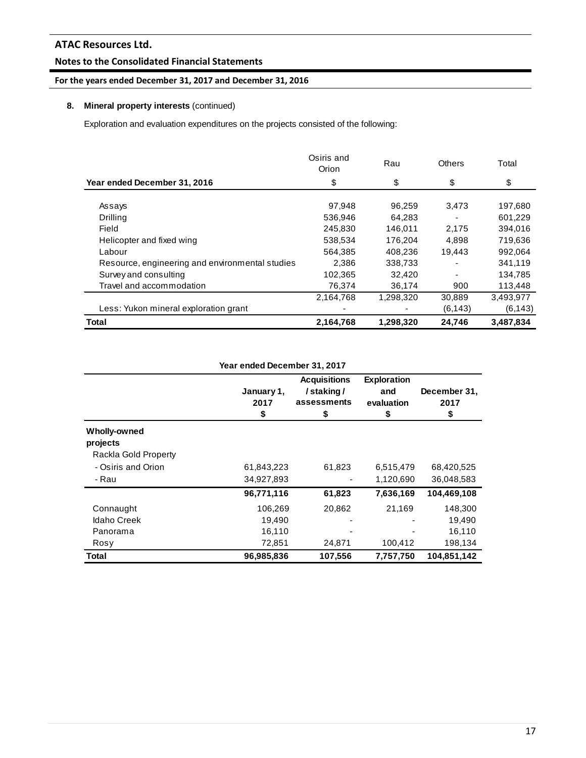## 8. Mineral property interests (continued)

Exploration and evaluation expenditures on the projects consisted of the following:

| Year ended December 31, 2016 | Osiris and Orion $ | Rau $ | Others $ | Total $ |
|---|---|---|---|---|
| Assays | 97,948 | 96,259 | 3,473 | 197,680 |
| Drilling | 536,946 | 64,283 | - | 601,229 |
| Field | 245,830 | 146,011 | 2,175 | 394,016 |
| Helicopter and fixed wing | 538,534 | 176,204 | 4,898 | 719,636 |
| Labour | 564,385 | 408,236 | 19,443 | 992,064 |
| Resource, engineering and environmental studies | 2,386 | 338,733 | - | 341,119 |
| Survey and consulting | 102,365 | 32,420 | - | 134,785 |
| Travel and accommodation | 76,374 | 36,174 | 900 | 113,448 |
| | 2,164,768 | 1,298,320 | 30,889 | 3,493,977 |
| Less: Yukon mineral exploration grant | - | - | (6,143) | (6,143) |
| **Total** | **2,164,768** | **1,298,320** | **24,746** | **3,487,834** |

**Year ended December 31, 2017**

| | January 1, 2017 $ | Acquisitions / staking / assessments $ | Exploration and evaluation $ | December 31, 2017 $ |
|---|---|---|---|---|
| **Wholly-owned projects** | | | | |
| Rackla Gold Property | | | | |
| - Osiris and Orion | 61,843,223 | 61,823 | 6,515,479 | 68,420,525 |
| - Rau | 34,927,893 | - | 1,120,690 | 36,048,583 |
| | **96,771,116** | **61,823** | **7,636,169** | **104,469,108** |
| Connaught | 106,269 | 20,862 | 21,169 | 148,300 |
| Idaho Creek | 19,490 | - | - | 19,490 |
| Panorama | 16,110 | - | - | 16,110 |
| Rosy | 72,851 | 24,871 | 100,412 | 198,134 |
| **Total** | **96,985,836** | **107,556** | **7,757,750** | **104,851,142** |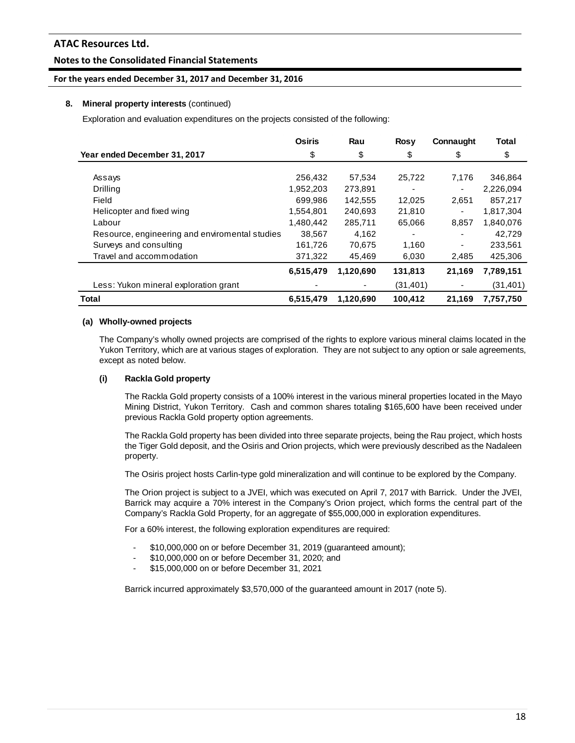**8. Mineral property interests** (continued)

Exploration and evaluation expenditures on the projects consisted of the following:

| | Osiris | Rau | Rosy | Connaught | Total |
|---|---|---|---|---|---|
| **Year ended December 31, 2017** | $ | $ | $ | $ | $ |
| Assays | 256,432 | 57,534 | 25,722 | 7,176 | 346,864 |
| Drilling | 1,952,203 | 273,891 | - | - | 2,226,094 |
| Field | 699,986 | 142,555 | 12,025 | 2,651 | 857,217 |
| Helicopter and fixed wing | 1,554,801 | 240,693 | 21,810 | - | 1,817,304 |
| Labour | 1,480,442 | 285,711 | 65,066 | 8,857 | 1,840,076 |
| Resource, engineering and enviromental studies | 38,567 | 4,162 | - | - | 42,729 |
| Surveys and consulting | 161,726 | 70,675 | 1,160 | - | 233,561 |
| Travel and accommodation | 371,322 | 45,469 | 6,030 | 2,485 | 425,306 |
| | **6,515,479** | **1,120,690** | **131,813** | **21,169** | **7,789,151** |
| Less: Yukon mineral exploration grant | - | - | (31,401) | - | (31,401) |
| **Total** | **6,515,479** | **1,120,690** | **100,412** | **21,169** | **7,757,750** |

**(a) Wholly-owned projects**

The Company's wholly owned projects are comprised of the rights to explore various mineral claims located in the Yukon Territory, which are at various stages of exploration. They are not subject to any option or sale agreements, except as noted below.

**(i) Rackla Gold property**

The Rackla Gold property consists of a 100% interest in the various mineral properties located in the Mayo Mining District, Yukon Territory. Cash and common shares totaling $165,600 have been received under previous Rackla Gold property option agreements.

The Rackla Gold property has been divided into three separate projects, being the Rau project, which hosts the Tiger Gold deposit, and the Osiris and Orion projects, which were previously described as the Nadaleen property.

The Osiris project hosts Carlin-type gold mineralization and will continue to be explored by the Company.

The Orion project is subject to a JVEI, which was executed on April 7, 2017 with Barrick. Under the JVEI, Barrick may acquire a 70% interest in the Company's Orion project, which forms the central part of the Company's Rackla Gold Property, for an aggregate of $55,000,000 in exploration expenditures.

For a 60% interest, the following exploration expenditures are required:

- $10,000,000 on or before December 31, 2019 (guaranteed amount);
- $10,000,000 on or before December 31, 2020; and
- $15,000,000 on or before December 31, 2021

Barrick incurred approximately $3,570,000 of the guaranteed amount in 2017 (note 5).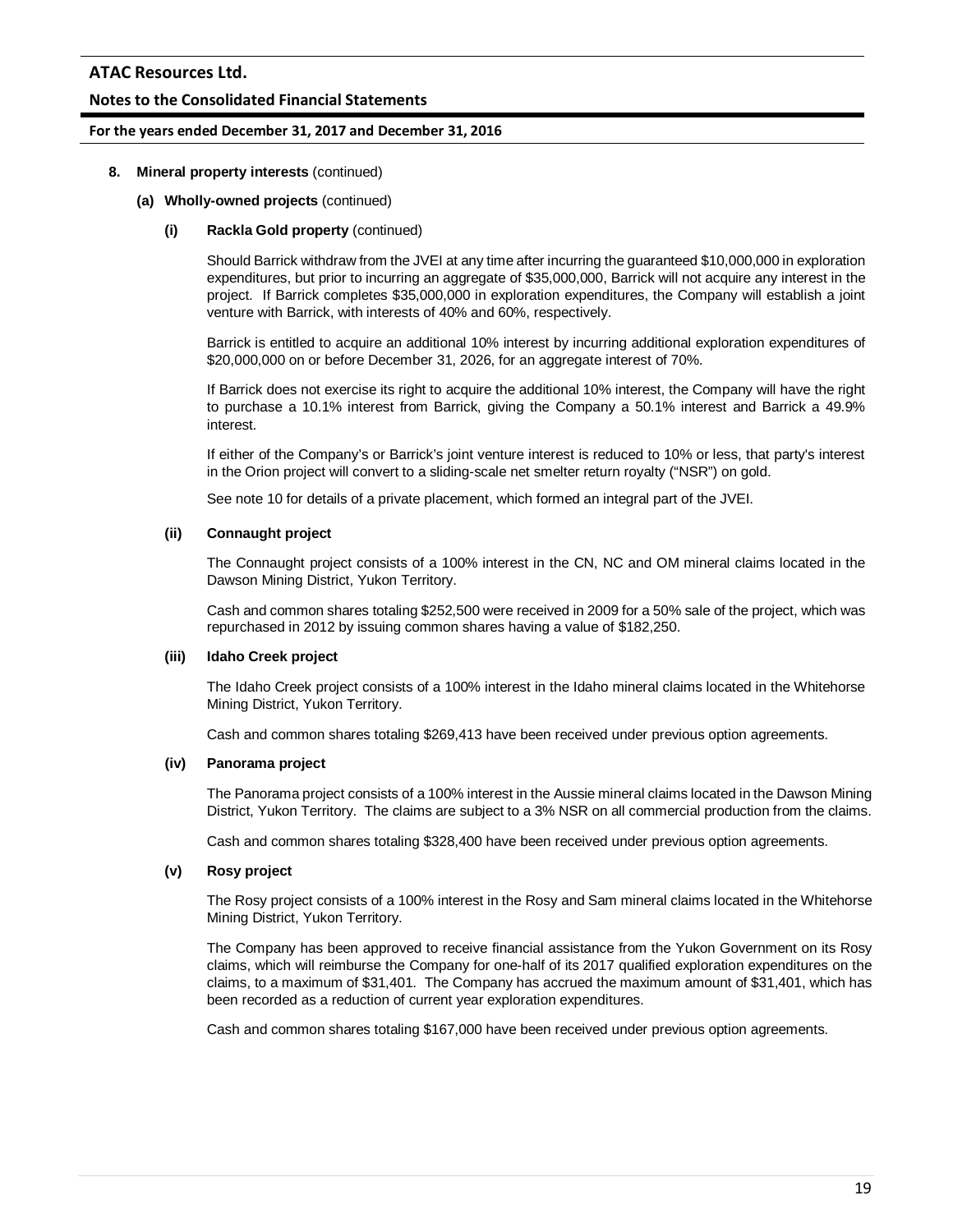8. **Mineral property interests** (continued)

**(a) Wholly-owned projects** (continued)

**(i) Rackla Gold property** (continued)

Should Barrick withdraw from the JVEI at any time after incurring the guaranteed $10,000,000 in exploration expenditures, but prior to incurring an aggregate of $35,000,000, Barrick will not acquire any interest in the project. If Barrick completes $35,000,000 in exploration expenditures, the Company will establish a joint venture with Barrick, with interests of 40% and 60%, respectively.

Barrick is entitled to acquire an additional 10% interest by incurring additional exploration expenditures of $20,000,000 on or before December 31, 2026, for an aggregate interest of 70%.

If Barrick does not exercise its right to acquire the additional 10% interest, the Company will have the right to purchase a 10.1% interest from Barrick, giving the Company a 50.1% interest and Barrick a 49.9% interest.

If either of the Company's or Barrick's joint venture interest is reduced to 10% or less, that party's interest in the Orion project will convert to a sliding-scale net smelter return royalty ("NSR") on gold.

See note 10 for details of a private placement, which formed an integral part of the JVEI.

**(ii) Connaught project**

The Connaught project consists of a 100% interest in the CN, NC and OM mineral claims located in the Dawson Mining District, Yukon Territory.

Cash and common shares totaling $252,500 were received in 2009 for a 50% sale of the project, which was repurchased in 2012 by issuing common shares having a value of $182,250.

**(iii) Idaho Creek project**

The Idaho Creek project consists of a 100% interest in the Idaho mineral claims located in the Whitehorse Mining District, Yukon Territory.

Cash and common shares totaling $269,413 have been received under previous option agreements.

**(iv) Panorama project**

The Panorama project consists of a 100% interest in the Aussie mineral claims located in the Dawson Mining District, Yukon Territory. The claims are subject to a 3% NSR on all commercial production from the claims.

Cash and common shares totaling $328,400 have been received under previous option agreements.

**(v) Rosy project**

The Rosy project consists of a 100% interest in the Rosy and Sam mineral claims located in the Whitehorse Mining District, Yukon Territory.

The Company has been approved to receive financial assistance from the Yukon Government on its Rosy claims, which will reimburse the Company for one-half of its 2017 qualified exploration expenditures on the claims, to a maximum of $31,401. The Company has accrued the maximum amount of $31,401, which has been recorded as a reduction of current year exploration expenditures.

Cash and common shares totaling $167,000 have been received under previous option agreements.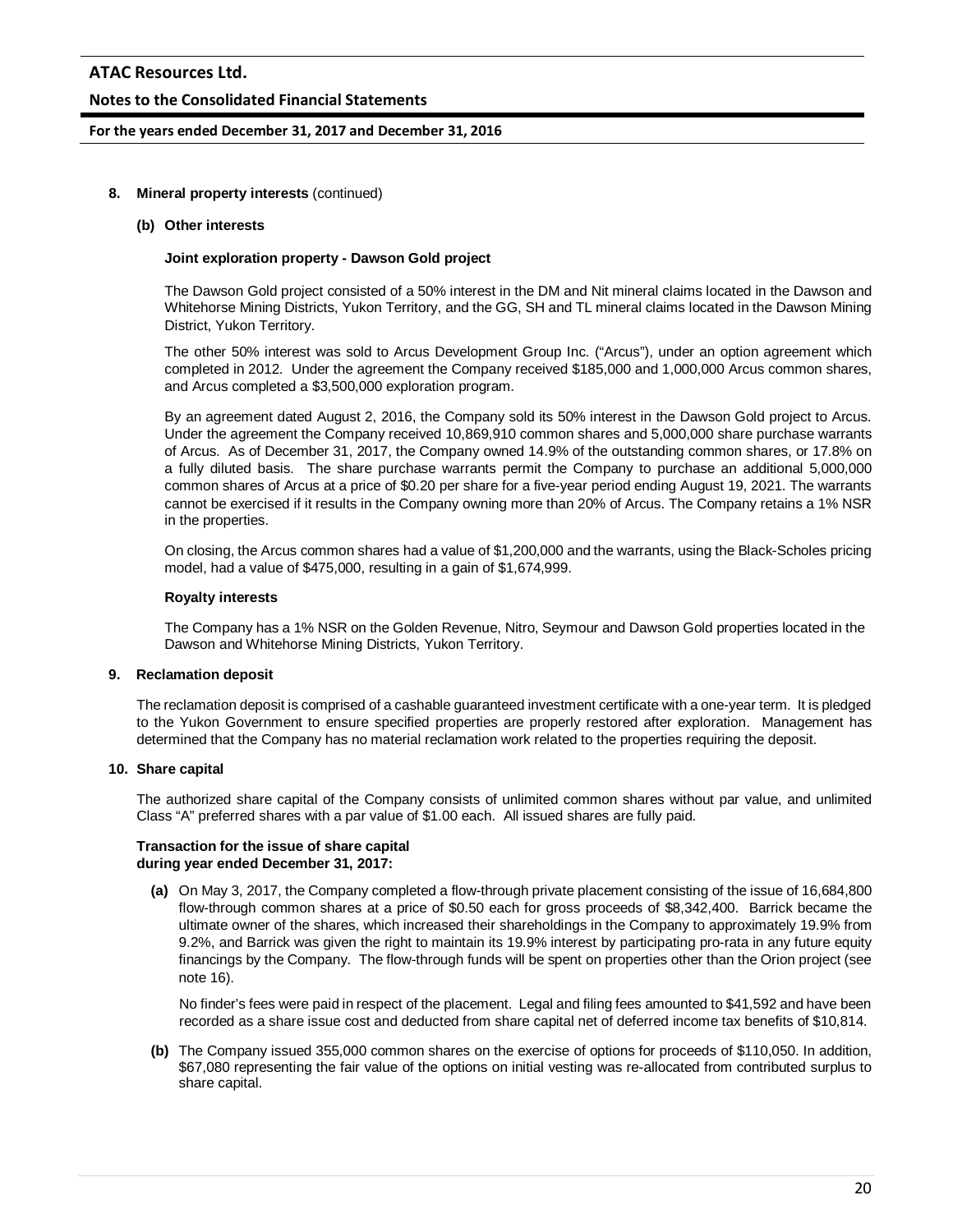**8. Mineral property interests** (continued)

**(b) Other interests**

**Joint exploration property - Dawson Gold project**

The Dawson Gold project consisted of a 50% interest in the DM and Nit mineral claims located in the Dawson and Whitehorse Mining Districts, Yukon Territory, and the GG, SH and TL mineral claims located in the Dawson Mining District, Yukon Territory.

The other 50% interest was sold to Arcus Development Group Inc. ("Arcus"), under an option agreement which completed in 2012. Under the agreement the Company received $185,000 and 1,000,000 Arcus common shares, and Arcus completed a $3,500,000 exploration program.

By an agreement dated August 2, 2016, the Company sold its 50% interest in the Dawson Gold project to Arcus. Under the agreement the Company received 10,869,910 common shares and 5,000,000 share purchase warrants of Arcus. As of December 31, 2017, the Company owned 14.9% of the outstanding common shares, or 17.8% on a fully diluted basis. The share purchase warrants permit the Company to purchase an additional 5,000,000 common shares of Arcus at a price of $0.20 per share for a five-year period ending August 19, 2021. The warrants cannot be exercised if it results in the Company owning more than 20% of Arcus. The Company retains a 1% NSR in the properties.

On closing, the Arcus common shares had a value of $1,200,000 and the warrants, using the Black-Scholes pricing model, had a value of $475,000, resulting in a gain of $1,674,999.

**Royalty interests**

The Company has a 1% NSR on the Golden Revenue, Nitro, Seymour and Dawson Gold properties located in the Dawson and Whitehorse Mining Districts, Yukon Territory.

**9. Reclamation deposit**

The reclamation deposit is comprised of a cashable guaranteed investment certificate with a one-year term. It is pledged to the Yukon Government to ensure specified properties are properly restored after exploration. Management has determined that the Company has no material reclamation work related to the properties requiring the deposit.

**10. Share capital**

The authorized share capital of the Company consists of unlimited common shares without par value, and unlimited Class "A" preferred shares with a par value of $1.00 each. All issued shares are fully paid.

**Transaction for the issue of share capital during year ended December 31, 2017:**

**(a)** On May 3, 2017, the Company completed a flow-through private placement consisting of the issue of 16,684,800 flow-through common shares at a price of $0.50 each for gross proceeds of $8,342,400. Barrick became the ultimate owner of the shares, which increased their shareholdings in the Company to approximately 19.9% from 9.2%, and Barrick was given the right to maintain its 19.9% interest by participating pro-rata in any future equity financings by the Company. The flow-through funds will be spent on properties other than the Orion project (see note 16).

No finder's fees were paid in respect of the placement. Legal and filing fees amounted to $41,592 and have been recorded as a share issue cost and deducted from share capital net of deferred income tax benefits of $10,814.

**(b)** The Company issued 355,000 common shares on the exercise of options for proceeds of $110,050. In addition, $67,080 representing the fair value of the options on initial vesting was re-allocated from contributed surplus to share capital.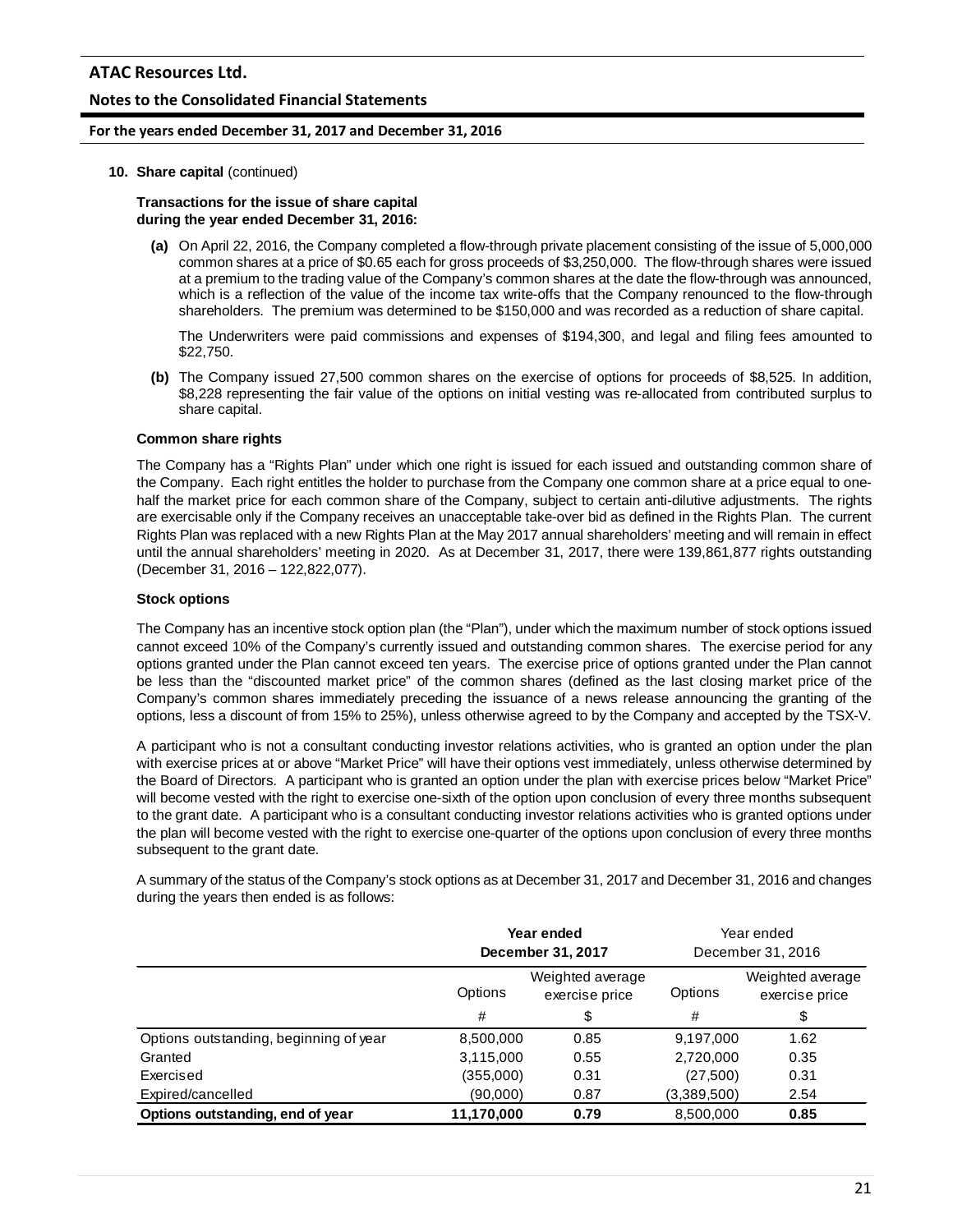**10. Share capital** (continued)

**Transactions for the issue of share capital during the year ended December 31, 2016:**

**(a)** On April 22, 2016, the Company completed a flow-through private placement consisting of the issue of 5,000,000 common shares at a price of $0.65 each for gross proceeds of $3,250,000. The flow-through shares were issued at a premium to the trading value of the Company's common shares at the date the flow-through was announced, which is a reflection of the value of the income tax write-offs that the Company renounced to the flow-through shareholders. The premium was determined to be $150,000 and was recorded as a reduction of share capital.

The Underwriters were paid commissions and expenses of $194,300, and legal and filing fees amounted to $22,750.

**(b)** The Company issued 27,500 common shares on the exercise of options for proceeds of $8,525. In addition, $8,228 representing the fair value of the options on initial vesting was re-allocated from contributed surplus to share capital.

**Common share rights**

The Company has a "Rights Plan" under which one right is issued for each issued and outstanding common share of the Company. Each right entitles the holder to purchase from the Company one common share at a price equal to one-half the market price for each common share of the Company, subject to certain anti-dilutive adjustments. The rights are exercisable only if the Company receives an unacceptable take-over bid as defined in the Rights Plan. The current Rights Plan was replaced with a new Rights Plan at the May 2017 annual shareholders' meeting and will remain in effect until the annual shareholders' meeting in 2020. As at December 31, 2017, there were 139,861,877 rights outstanding (December 31, 2016 – 122,822,077).

**Stock options**

The Company has an incentive stock option plan (the "Plan"), under which the maximum number of stock options issued cannot exceed 10% of the Company's currently issued and outstanding common shares. The exercise period for any options granted under the Plan cannot exceed ten years. The exercise price of options granted under the Plan cannot be less than the "discounted market price" of the common shares (defined as the last closing market price of the Company's common shares immediately preceding the issuance of a news release announcing the granting of the options, less a discount of from 15% to 25%), unless otherwise agreed to by the Company and accepted by the TSX-V.

A participant who is not a consultant conducting investor relations activities, who is granted an option under the plan with exercise prices at or above "Market Price" will have their options vest immediately, unless otherwise determined by the Board of Directors. A participant who is granted an option under the plan with exercise prices below "Market Price" will become vested with the right to exercise one-sixth of the option upon conclusion of every three months subsequent to the grant date. A participant who is a consultant conducting investor relations activities who is granted options under the plan will become vested with the right to exercise one-quarter of the options upon conclusion of every three months subsequent to the grant date.

A summary of the status of the Company's stock options as at December 31, 2017 and December 31, 2016 and changes during the years then ended is as follows:

| | **Year ended December 31, 2017** | | Year ended December 31, 2016 | |
|---|---|---|---|---|
| | Options | Weighted average exercise price | Options | Weighted average exercise price |
| | # | $ | # | $ |
| Options outstanding, beginning of year | 8,500,000 | 0.85 | 9,197,000 | 1.62 |
| Granted | 3,115,000 | 0.55 | 2,720,000 | 0.35 |
| Exercised | (355,000) | 0.31 | (27,500) | 0.31 |
| Expired/cancelled | (90,000) | 0.87 | (3,389,500) | 2.54 |
| **Options outstanding, end of year** | **11,170,000** | **0.79** | 8,500,000 | **0.85** |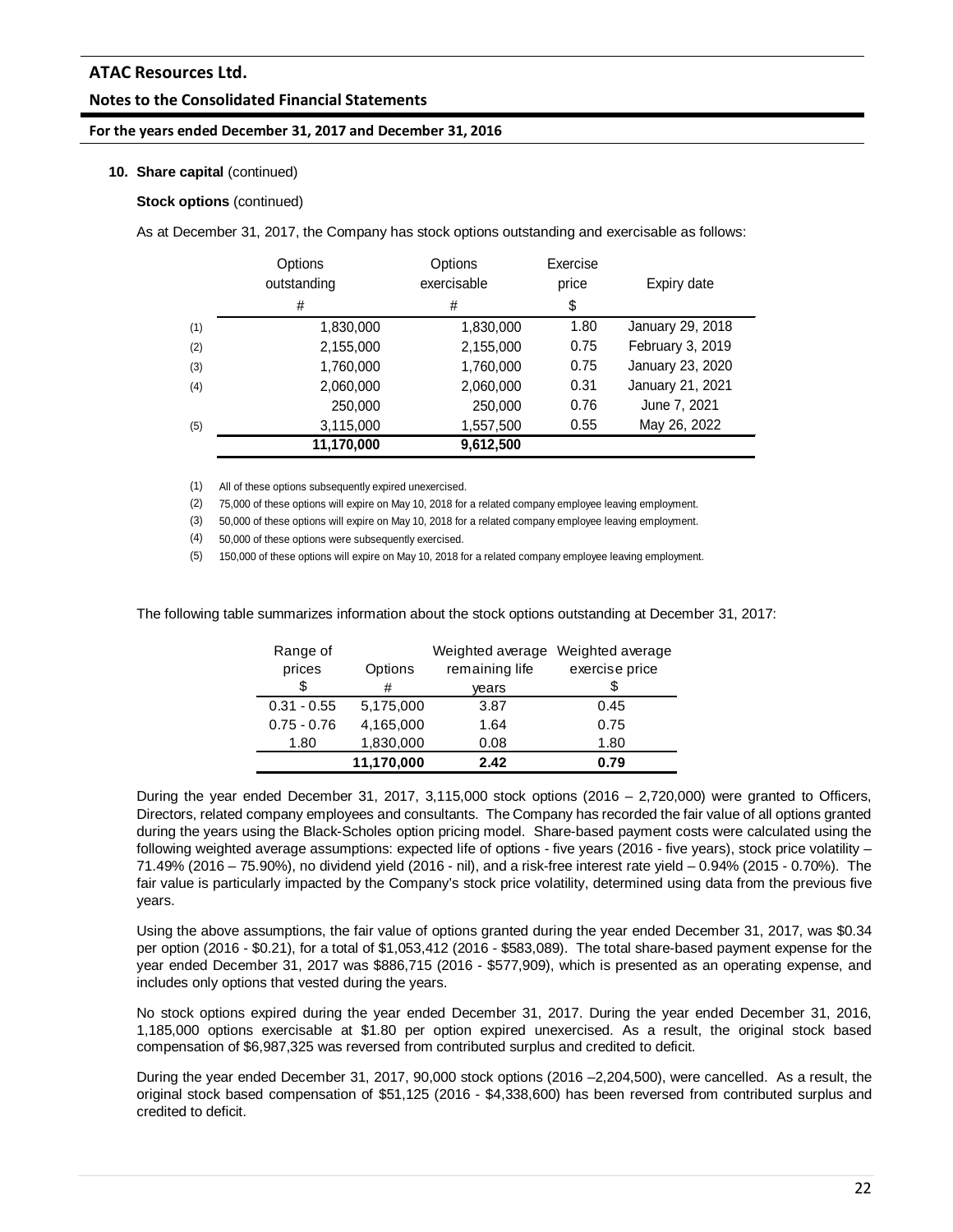**10. Share capital** (continued)

**Stock options** (continued)

As at December 31, 2017, the Company has stock options outstanding and exercisable as follows:

| | Options outstanding # | Options exercisable # | Exercise price $ | Expiry date |
|---|---|---|---|---|
| (1) | 1,830,000 | 1,830,000 | 1.80 | January 29, 2018 |
| (2) | 2,155,000 | 2,155,000 | 0.75 | February 3, 2019 |
| (3) | 1,760,000 | 1,760,000 | 0.75 | January 23, 2020 |
| (4) | 2,060,000 | 2,060,000 | 0.31 | January 21, 2021 |
| | 250,000 | 250,000 | 0.76 | June 7, 2021 |
| (5) | 3,115,000 | 1,557,500 | 0.55 | May 26, 2022 |
| | **11,170,000** | **9,612,500** | | |

(1) All of these options subsequently expired unexercised.

(2) 75,000 of these options will expire on May 10, 2018 for a related company employee leaving employment.

(3) 50,000 of these options will expire on May 10, 2018 for a related company employee leaving employment.

(4) 50,000 of these options were subsequently exercised.

(5) 150,000 of these options will expire on May 10, 2018 for a related company employee leaving employment.

The following table summarizes information about the stock options outstanding at December 31, 2017:

| Range of prices $ | Options # | Weighted average remaining life years | Weighted average exercise price $ |
|---|---|---|---|
| 0.31 - 0.55 | 5,175,000 | 3.87 | 0.45 |
| 0.75 - 0.76 | 4,165,000 | 1.64 | 0.75 |
| 1.80 | 1,830,000 | 0.08 | 1.80 |
| | **11,170,000** | **2.42** | **0.79** |

During the year ended December 31, 2017, 3,115,000 stock options (2016 – 2,720,000) were granted to Officers, Directors, related company employees and consultants. The Company has recorded the fair value of all options granted during the years using the Black-Scholes option pricing model. Share-based payment costs were calculated using the following weighted average assumptions: expected life of options - five years (2016 - five years), stock price volatility – 71.49% (2016 – 75.90%), no dividend yield (2016 - nil), and a risk-free interest rate yield – 0.94% (2015 - 0.70%). The fair value is particularly impacted by the Company's stock price volatility, determined using data from the previous five years.

Using the above assumptions, the fair value of options granted during the year ended December 31, 2017, was $0.34 per option (2016 - $0.21), for a total of $1,053,412 (2016 - $583,089). The total share-based payment expense for the year ended December 31, 2017 was $886,715 (2016 - $577,909), which is presented as an operating expense, and includes only options that vested during the years.

No stock options expired during the year ended December 31, 2017. During the year ended December 31, 2016, 1,185,000 options exercisable at $1.80 per option expired unexercised. As a result, the original stock based compensation of $6,987,325 was reversed from contributed surplus and credited to deficit.

During the year ended December 31, 2017, 90,000 stock options (2016 –2,204,500), were cancelled. As a result, the original stock based compensation of $51,125 (2016 - $4,338,600) has been reversed from contributed surplus and credited to deficit.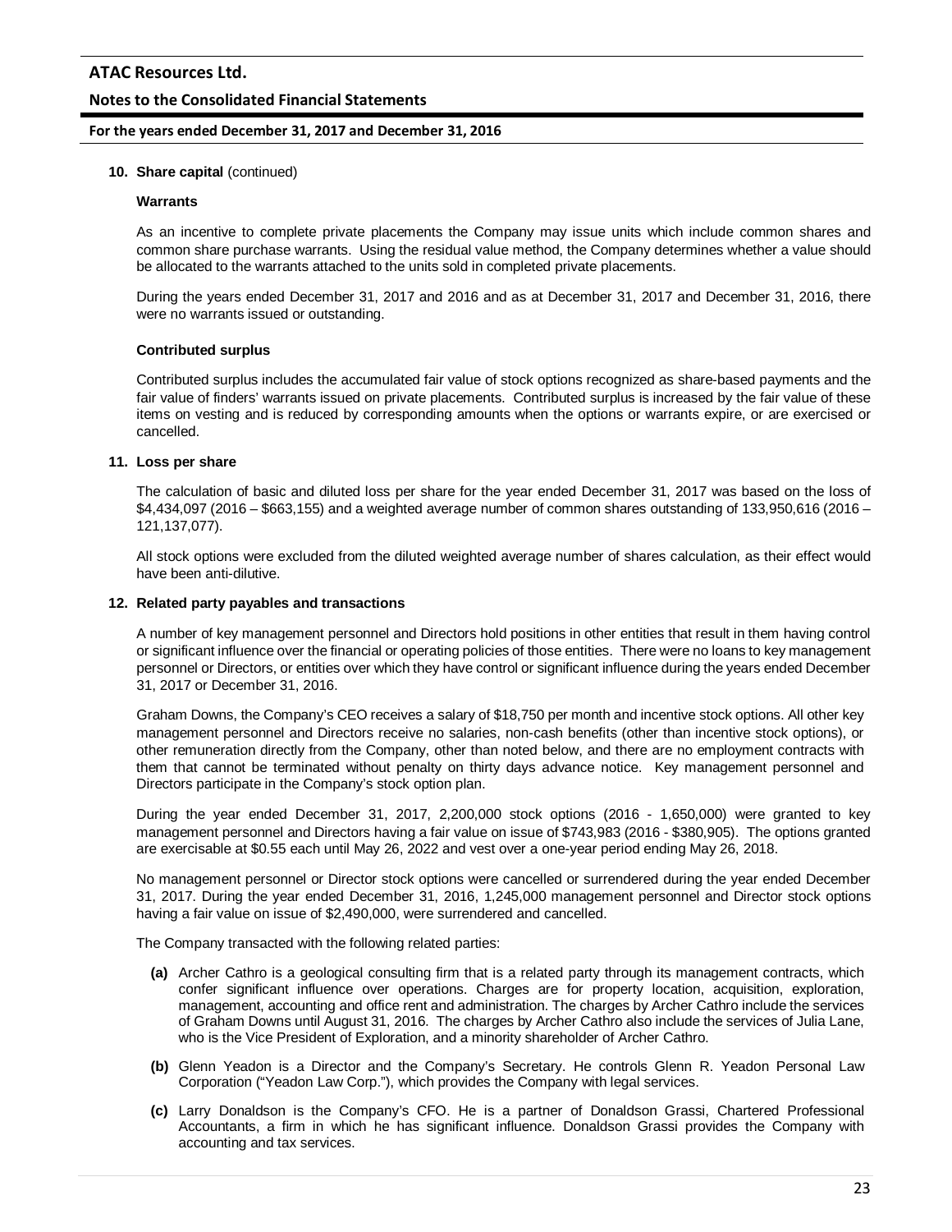**10. Share capital** (continued)

**Warrants**

As an incentive to complete private placements the Company may issue units which include common shares and common share purchase warrants. Using the residual value method, the Company determines whether a value should be allocated to the warrants attached to the units sold in completed private placements.

During the years ended December 31, 2017 and 2016 and as at December 31, 2017 and December 31, 2016, there were no warrants issued or outstanding.

**Contributed surplus**

Contributed surplus includes the accumulated fair value of stock options recognized as share-based payments and the fair value of finders' warrants issued on private placements. Contributed surplus is increased by the fair value of these items on vesting and is reduced by corresponding amounts when the options or warrants expire, or are exercised or cancelled.

**11. Loss per share**

The calculation of basic and diluted loss per share for the year ended December 31, 2017 was based on the loss of $4,434,097 (2016 – $663,155) and a weighted average number of common shares outstanding of 133,950,616 (2016 – 121,137,077).

All stock options were excluded from the diluted weighted average number of shares calculation, as their effect would have been anti-dilutive.

**12. Related party payables and transactions**

A number of key management personnel and Directors hold positions in other entities that result in them having control or significant influence over the financial or operating policies of those entities. There were no loans to key management personnel or Directors, or entities over which they have control or significant influence during the years ended December 31, 2017 or December 31, 2016.

Graham Downs, the Company's CEO receives a salary of $18,750 per month and incentive stock options. All other key management personnel and Directors receive no salaries, non-cash benefits (other than incentive stock options), or other remuneration directly from the Company, other than noted below, and there are no employment contracts with them that cannot be terminated without penalty on thirty days advance notice. Key management personnel and Directors participate in the Company's stock option plan.

During the year ended December 31, 2017, 2,200,000 stock options (2016 - 1,650,000) were granted to key management personnel and Directors having a fair value on issue of $743,983 (2016 - $380,905). The options granted are exercisable at $0.55 each until May 26, 2022 and vest over a one-year period ending May 26, 2018.

No management personnel or Director stock options were cancelled or surrendered during the year ended December 31, 2017. During the year ended December 31, 2016, 1,245,000 management personnel and Director stock options having a fair value on issue of $2,490,000, were surrendered and cancelled.

The Company transacted with the following related parties:

**(a)** Archer Cathro is a geological consulting firm that is a related party through its management contracts, which confer significant influence over operations. Charges are for property location, acquisition, exploration, management, accounting and office rent and administration. The charges by Archer Cathro include the services of Graham Downs until August 31, 2016. The charges by Archer Cathro also include the services of Julia Lane, who is the Vice President of Exploration, and a minority shareholder of Archer Cathro.

**(b)** Glenn Yeadon is a Director and the Company's Secretary. He controls Glenn R. Yeadon Personal Law Corporation ("Yeadon Law Corp."), which provides the Company with legal services.

**(c)** Larry Donaldson is the Company's CFO. He is a partner of Donaldson Grassi, Chartered Professional Accountants, a firm in which he has significant influence. Donaldson Grassi provides the Company with accounting and tax services.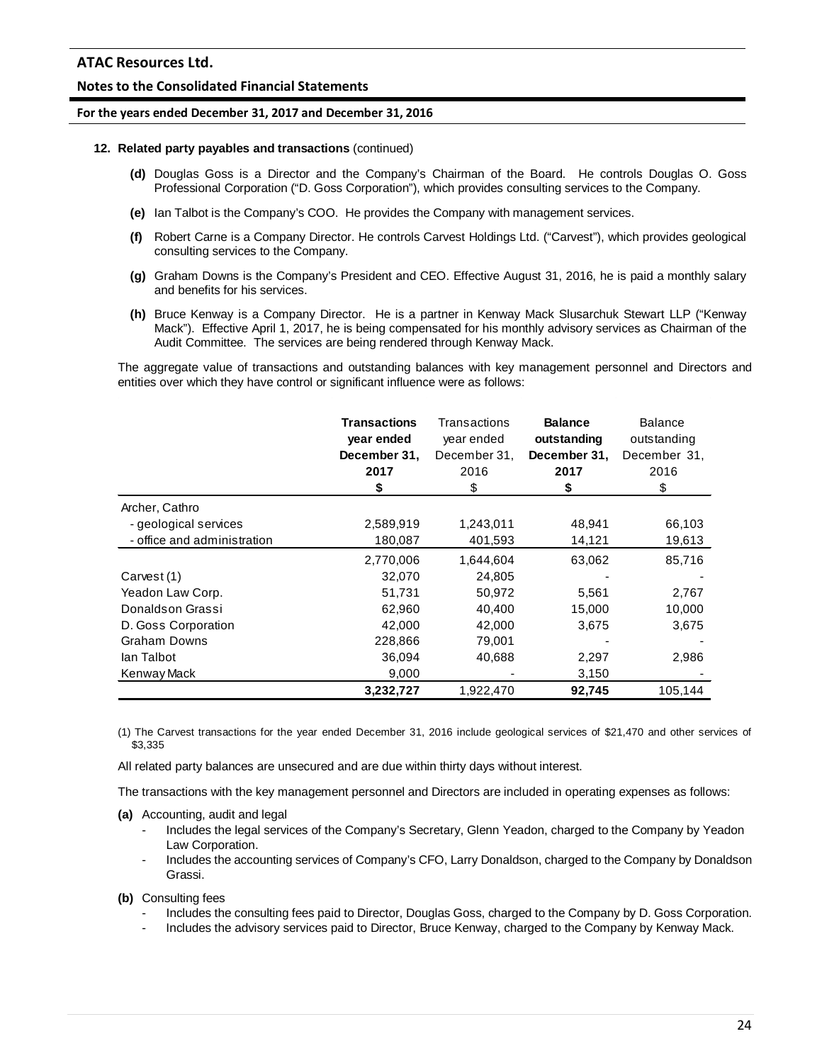**12. Related party payables and transactions** (continued)

**(d)** Douglas Goss is a Director and the Company's Chairman of the Board. He controls Douglas O. Goss Professional Corporation ("D. Goss Corporation"), which provides consulting services to the Company.

**(e)** Ian Talbot is the Company's COO. He provides the Company with management services.

**(f)** Robert Carne is a Company Director. He controls Carvest Holdings Ltd. ("Carvest"), which provides geological consulting services to the Company.

**(g)** Graham Downs is the Company's President and CEO. Effective August 31, 2016, he is paid a monthly salary and benefits for his services.

**(h)** Bruce Kenway is a Company Director. He is a partner in Kenway Mack Slusarchuk Stewart LLP ("Kenway Mack"). Effective April 1, 2017, he is being compensated for his monthly advisory services as Chairman of the Audit Committee. The services are being rendered through Kenway Mack.

The aggregate value of transactions and outstanding balances with key management personnel and Directors and entities over which they have control or significant influence were as follows:

| | **Transactions year ended December 31, 2017 $** | Transactions year ended December 31, 2016 $ | **Balance outstanding December 31, 2017 $** | Balance outstanding December 31, 2016 $ |
|---|---|---|---|---|
| Archer, Cathro | | | | |
| - geological services | 2,589,919 | 1,243,011 | 48,941 | 66,103 |
| - office and administration | 180,087 | 401,593 | 14,121 | 19,613 |
| | 2,770,006 | 1,644,604 | 63,062 | 85,716 |
| Carvest (1) | 32,070 | 24,805 | - | - |
| Yeadon Law Corp. | 51,731 | 50,972 | 5,561 | 2,767 |
| Donaldson Grassi | 62,960 | 40,400 | 15,000 | 10,000 |
| D. Goss Corporation | 42,000 | 42,000 | 3,675 | 3,675 |
| Graham Downs | 228,866 | 79,001 | - | - |
| Ian Talbot | 36,094 | 40,688 | 2,297 | 2,986 |
| Kenway Mack | 9,000 | - | 3,150 | - |
| | **3,232,727** | 1,922,470 | **92,745** | 105,144 |

(1) The Carvest transactions for the year ended December 31, 2016 include geological services of $21,470 and other services of $3,335

All related party balances are unsecured and are due within thirty days without interest.

The transactions with the key management personnel and Directors are included in operating expenses as follows:

**(a)** Accounting, audit and legal
- Includes the legal services of the Company's Secretary, Glenn Yeadon, charged to the Company by Yeadon Law Corporation.
- Includes the accounting services of Company's CFO, Larry Donaldson, charged to the Company by Donaldson Grassi.

**(b)** Consulting fees
- Includes the consulting fees paid to Director, Douglas Goss, charged to the Company by D. Goss Corporation.
- Includes the advisory services paid to Director, Bruce Kenway, charged to the Company by Kenway Mack.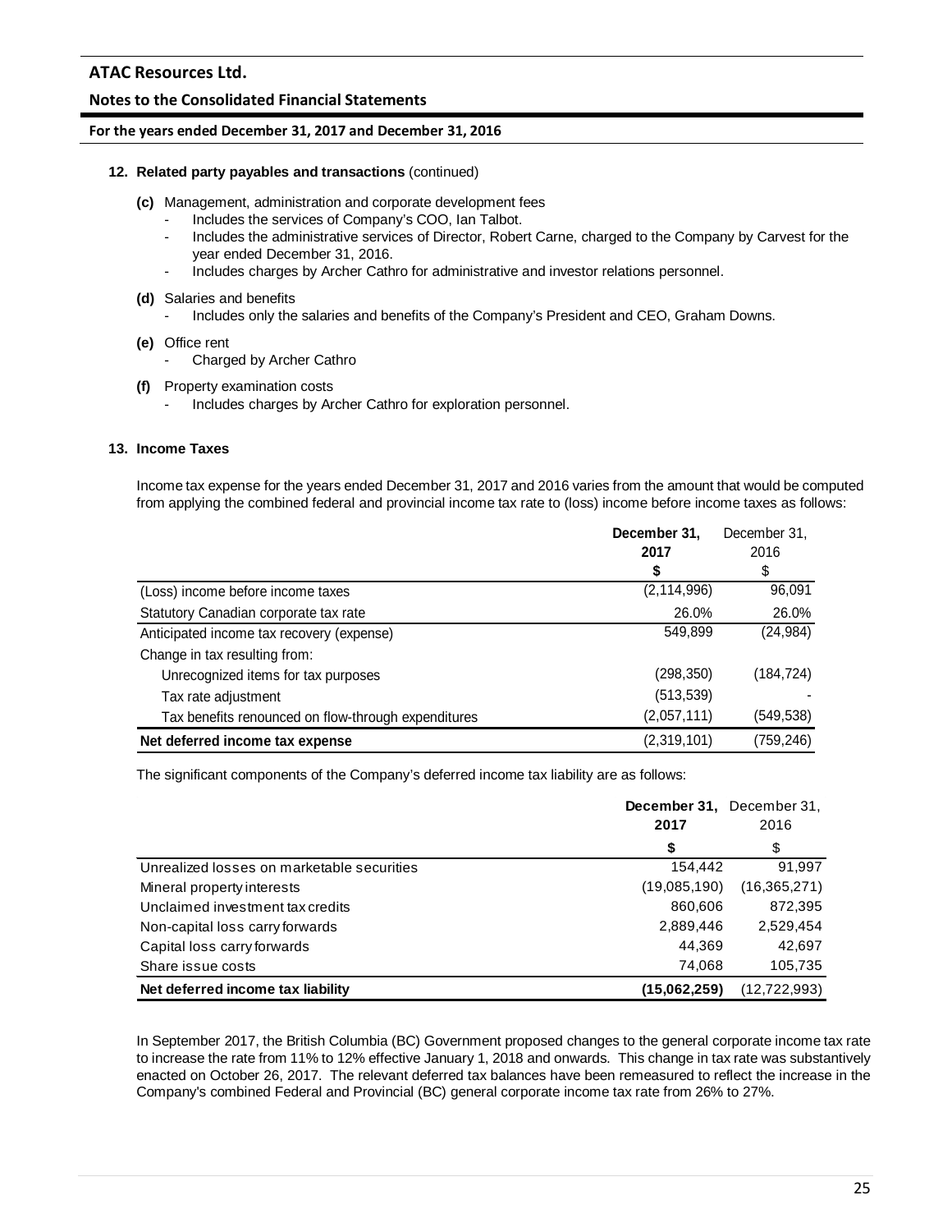**12. Related party payables and transactions** (continued)

**(c)** Management, administration and corporate development fees
- Includes the services of Company's COO, Ian Talbot.
- Includes the administrative services of Director, Robert Carne, charged to the Company by Carvest for the year ended December 31, 2016.
- Includes charges by Archer Cathro for administrative and investor relations personnel.

**(d)** Salaries and benefits
- Includes only the salaries and benefits of the Company's President and CEO, Graham Downs.

**(e)** Office rent
- Charged by Archer Cathro

**(f)** Property examination costs
- Includes charges by Archer Cathro for exploration personnel.

**13. Income Taxes**

Income tax expense for the years ended December 31, 2017 and 2016 varies from the amount that would be computed from applying the combined federal and provincial income tax rate to (loss) income before income taxes as follows:

| | **December 31, 2017** | December 31, 2016 |
|---|---|---|
| | **$** | $ |
| (Loss) income before income taxes | (2,114,996) | 96,091 |
| Statutory Canadian corporate tax rate | 26.0% | 26.0% |
| Anticipated income tax recovery (expense) | 549,899 | (24,984) |
| Change in tax resulting from: | | |
| Unrecognized items for tax purposes | (298,350) | (184,724) |
| Tax rate adjustment | (513,539) | - |
| Tax benefits renounced on flow-through expenditures | (2,057,111) | (549,538) |
| **Net deferred income tax expense** | (2,319,101) | (759,246) |

The significant components of the Company's deferred income tax liability are as follows:

| | **December 31, 2017** | December 31, 2016 |
|---|---|---|
| | **$** | $ |
| Unrealized losses on marketable securities | 154,442 | 91,997 |
| Mineral property interests | (19,085,190) | (16,365,271) |
| Unclaimed investment tax credits | 860,606 | 872,395 |
| Non-capital loss carry forwards | 2,889,446 | 2,529,454 |
| Capital loss carry forwards | 44,369 | 42,697 |
| Share issue costs | 74,068 | 105,735 |
| **Net deferred income tax liability** | **(15,062,259)** | (12,722,993) |

In September 2017, the British Columbia (BC) Government proposed changes to the general corporate income tax rate to increase the rate from 11% to 12% effective January 1, 2018 and onwards. This change in tax rate was substantively enacted on October 26, 2017. The relevant deferred tax balances have been remeasured to reflect the increase in the Company's combined Federal and Provincial (BC) general corporate income tax rate from 26% to 27%.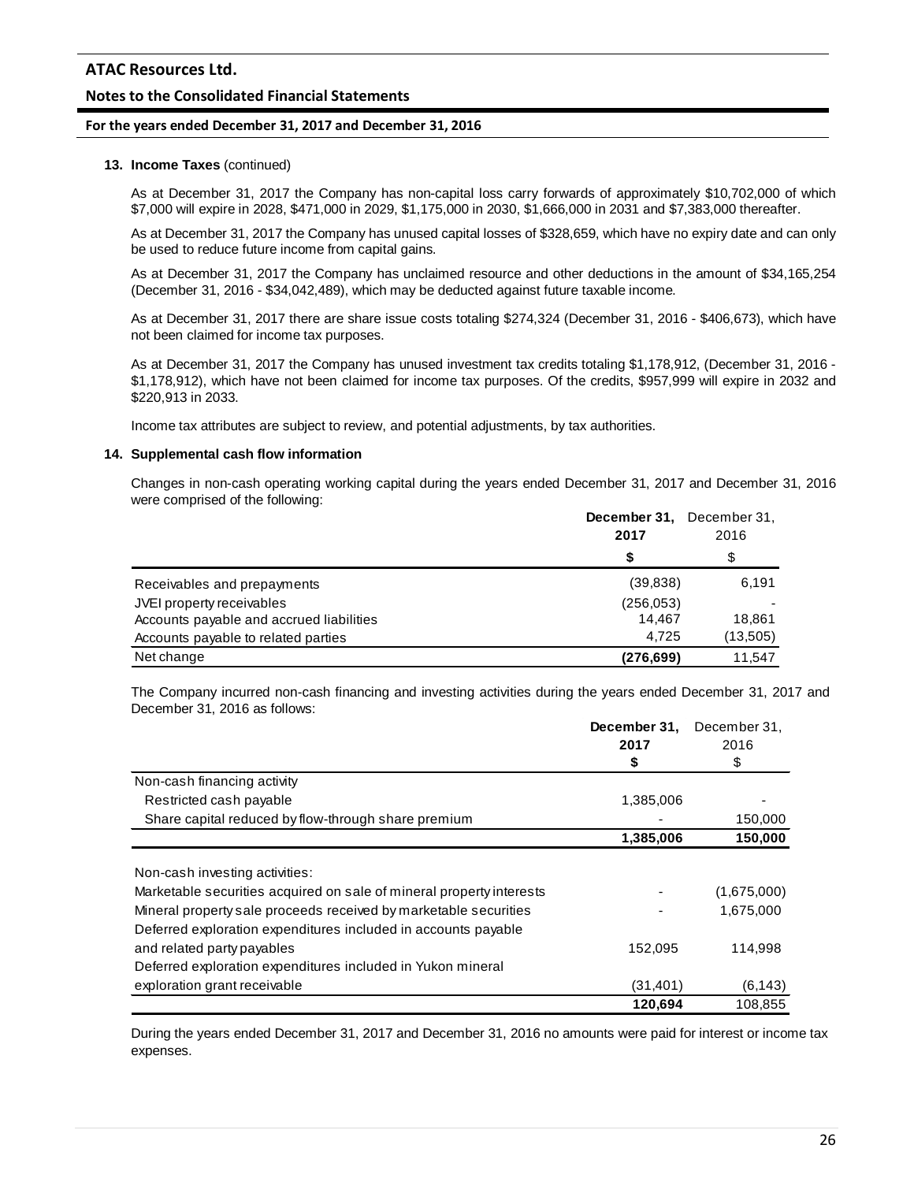**13. Income Taxes** (continued)

As at December 31, 2017 the Company has non-capital loss carry forwards of approximately $10,702,000 of which $7,000 will expire in 2028, $471,000 in 2029, $1,175,000 in 2030, $1,666,000 in 2031 and $7,383,000 thereafter.

As at December 31, 2017 the Company has unused capital losses of $328,659, which have no expiry date and can only be used to reduce future income from capital gains.

As at December 31, 2017 the Company has unclaimed resource and other deductions in the amount of $34,165,254 (December 31, 2016 - $34,042,489), which may be deducted against future taxable income.

As at December 31, 2017 there are share issue costs totaling $274,324 (December 31, 2016 - $406,673), which have not been claimed for income tax purposes.

As at December 31, 2017 the Company has unused investment tax credits totaling $1,178,912, (December 31, 2016 - $1,178,912), which have not been claimed for income tax purposes. Of the credits, $957,999 will expire in 2032 and $220,913 in 2033.

Income tax attributes are subject to review, and potential adjustments, by tax authorities.

**14. Supplemental cash flow information**

Changes in non-cash operating working capital during the years ended December 31, 2017 and December 31, 2016 were comprised of the following:

| | **December 31, 2017** | December 31, 2016 |
|---|---|---|
| | **$** | $ |
| Receivables and prepayments | (39,838) | 6,191 |
| JVEI property receivables | (256,053) | - |
| Accounts payable and accrued liabilities | 14,467 | 18,861 |
| Accounts payable to related parties | 4,725 | (13,505) |
| Net change | **(276,699)** | 11,547 |

The Company incurred non-cash financing and investing activities during the years ended December 31, 2017 and December 31, 2016 as follows:

| | **December 31, 2017** | December 31, 2016 |
|---|---|---|
| | **$** | $ |
| Non-cash financing activity | | |
| Restricted cash payable | 1,385,006 | - |
| Share capital reduced by flow-through share premium | - | 150,000 |
| | **1,385,006** | **150,000** |
| Non-cash investing activities: | | |
| Marketable securities acquired on sale of mineral property interests | - | (1,675,000) |
| Mineral property sale proceeds received by marketable securities | - | 1,675,000 |
| Deferred exploration expenditures included in accounts payable and related party payables | 152,095 | 114,998 |
| Deferred exploration expenditures included in Yukon mineral exploration grant receivable | (31,401) | (6,143) |
| | **120,694** | 108,855 |

During the years ended December 31, 2017 and December 31, 2016 no amounts were paid for interest or income tax expenses.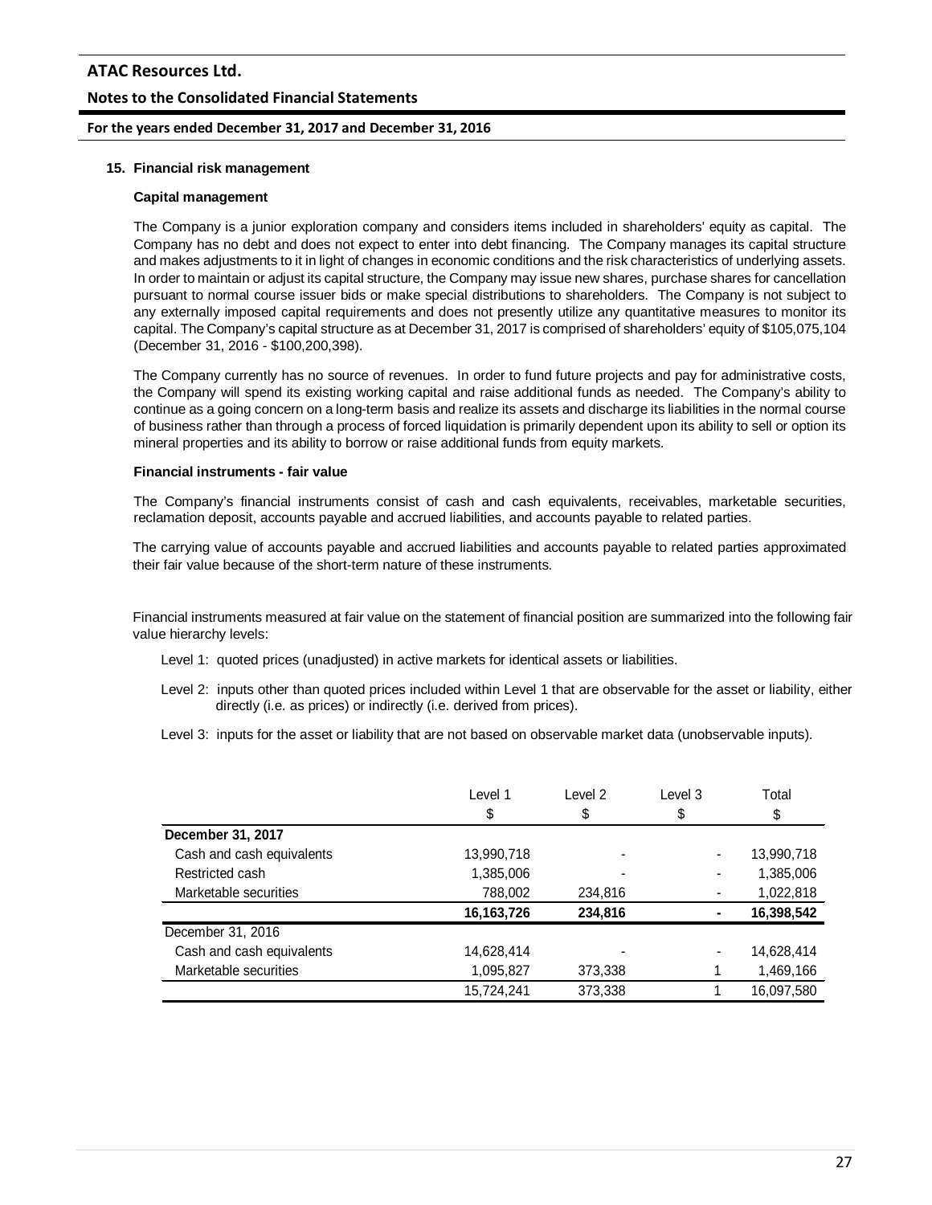## 15. Financial risk management

### Capital management

The Company is a junior exploration company and considers items included in shareholders' equity as capital. The Company has no debt and does not expect to enter into debt financing. The Company manages its capital structure and makes adjustments to it in light of changes in economic conditions and the risk characteristics of underlying assets. In order to maintain or adjust its capital structure, the Company may issue new shares, purchase shares for cancellation pursuant to normal course issuer bids or make special distributions to shareholders. The Company is not subject to any externally imposed capital requirements and does not presently utilize any quantitative measures to monitor its capital. The Company's capital structure as at December 31, 2017 is comprised of shareholders' equity of $105,075,104 (December 31, 2016 - $100,200,398).

The Company currently has no source of revenues. In order to fund future projects and pay for administrative costs, the Company will spend its existing working capital and raise additional funds as needed. The Company's ability to continue as a going concern on a long-term basis and realize its assets and discharge its liabilities in the normal course of business rather than through a process of forced liquidation is primarily dependent upon its ability to sell or option its mineral properties and its ability to borrow or raise additional funds from equity markets.

### Financial instruments - fair value

The Company's financial instruments consist of cash and cash equivalents, receivables, marketable securities, reclamation deposit, accounts payable and accrued liabilities, and accounts payable to related parties.

The carrying value of accounts payable and accrued liabilities and accounts payable to related parties approximated their fair value because of the short-term nature of these instruments.

Financial instruments measured at fair value on the statement of financial position are summarized into the following fair value hierarchy levels:

Level 1: quoted prices (unadjusted) in active markets for identical assets or liabilities.

Level 2: inputs other than quoted prices included within Level 1 that are observable for the asset or liability, either directly (i.e. as prices) or indirectly (i.e. derived from prices).

Level 3: inputs for the asset or liability that are not based on observable market data (unobservable inputs).

| | Level 1<br>$ | Level 2<br>$ | Level 3<br>$ | Total<br>$ |
|---|---|---|---|---|
| **December 31, 2017** | | | | |
| Cash and cash equivalents | 13,990,718 | - | - | 13,990,718 |
| Restricted cash | 1,385,006 | - | - | 1,385,006 |
| Marketable securities | 788,002 | 234,816 | - | 1,022,818 |
| | **16,163,726** | **234,816** | **-** | **16,398,542** |
| December 31, 2016 | | | | |
| Cash and cash equivalents | 14,628,414 | - | - | 14,628,414 |
| Marketable securities | 1,095,827 | 373,338 | 1 | 1,469,166 |
| | 15,724,241 | 373,338 | 1 | 16,097,580 |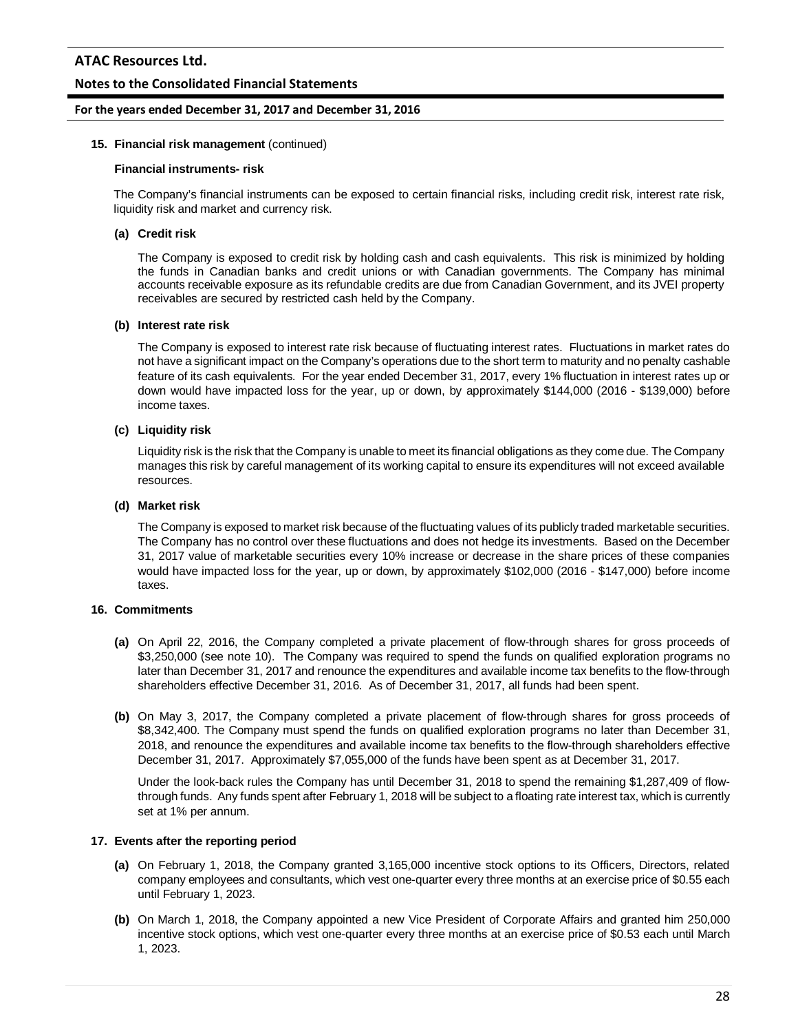**15. Financial risk management** (continued)

**Financial instruments- risk**

The Company's financial instruments can be exposed to certain financial risks, including credit risk, interest rate risk, liquidity risk and market and currency risk.

**(a) Credit risk**

The Company is exposed to credit risk by holding cash and cash equivalents. This risk is minimized by holding the funds in Canadian banks and credit unions or with Canadian governments. The Company has minimal accounts receivable exposure as its refundable credits are due from Canadian Government, and its JVEI property receivables are secured by restricted cash held by the Company.

**(b) Interest rate risk**

The Company is exposed to interest rate risk because of fluctuating interest rates. Fluctuations in market rates do not have a significant impact on the Company's operations due to the short term to maturity and no penalty cashable feature of its cash equivalents. For the year ended December 31, 2017, every 1% fluctuation in interest rates up or down would have impacted loss for the year, up or down, by approximately $144,000 (2016 - $139,000) before income taxes.

**(c) Liquidity risk**

Liquidity risk is the risk that the Company is unable to meet its financial obligations as they come due. The Company manages this risk by careful management of its working capital to ensure its expenditures will not exceed available resources.

**(d) Market risk**

The Company is exposed to market risk because of the fluctuating values of its publicly traded marketable securities. The Company has no control over these fluctuations and does not hedge its investments. Based on the December 31, 2017 value of marketable securities every 10% increase or decrease in the share prices of these companies would have impacted loss for the year, up or down, by approximately $102,000 (2016 - $147,000) before income taxes.

**16. Commitments**

**(a)** On April 22, 2016, the Company completed a private placement of flow-through shares for gross proceeds of $3,250,000 (see note 10). The Company was required to spend the funds on qualified exploration programs no later than December 31, 2017 and renounce the expenditures and available income tax benefits to the flow-through shareholders effective December 31, 2016. As of December 31, 2017, all funds had been spent.

**(b)** On May 3, 2017, the Company completed a private placement of flow-through shares for gross proceeds of $8,342,400. The Company must spend the funds on qualified exploration programs no later than December 31, 2018, and renounce the expenditures and available income tax benefits to the flow-through shareholders effective December 31, 2017. Approximately $7,055,000 of the funds have been spent as at December 31, 2017.

Under the look-back rules the Company has until December 31, 2018 to spend the remaining $1,287,409 of flow-through funds. Any funds spent after February 1, 2018 will be subject to a floating rate interest tax, which is currently set at 1% per annum.

**17. Events after the reporting period**

**(a)** On February 1, 2018, the Company granted 3,165,000 incentive stock options to its Officers, Directors, related company employees and consultants, which vest one-quarter every three months at an exercise price of $0.55 each until February 1, 2023.

**(b)** On March 1, 2018, the Company appointed a new Vice President of Corporate Affairs and granted him 250,000 incentive stock options, which vest one-quarter every three months at an exercise price of $0.53 each until March 1, 2023.